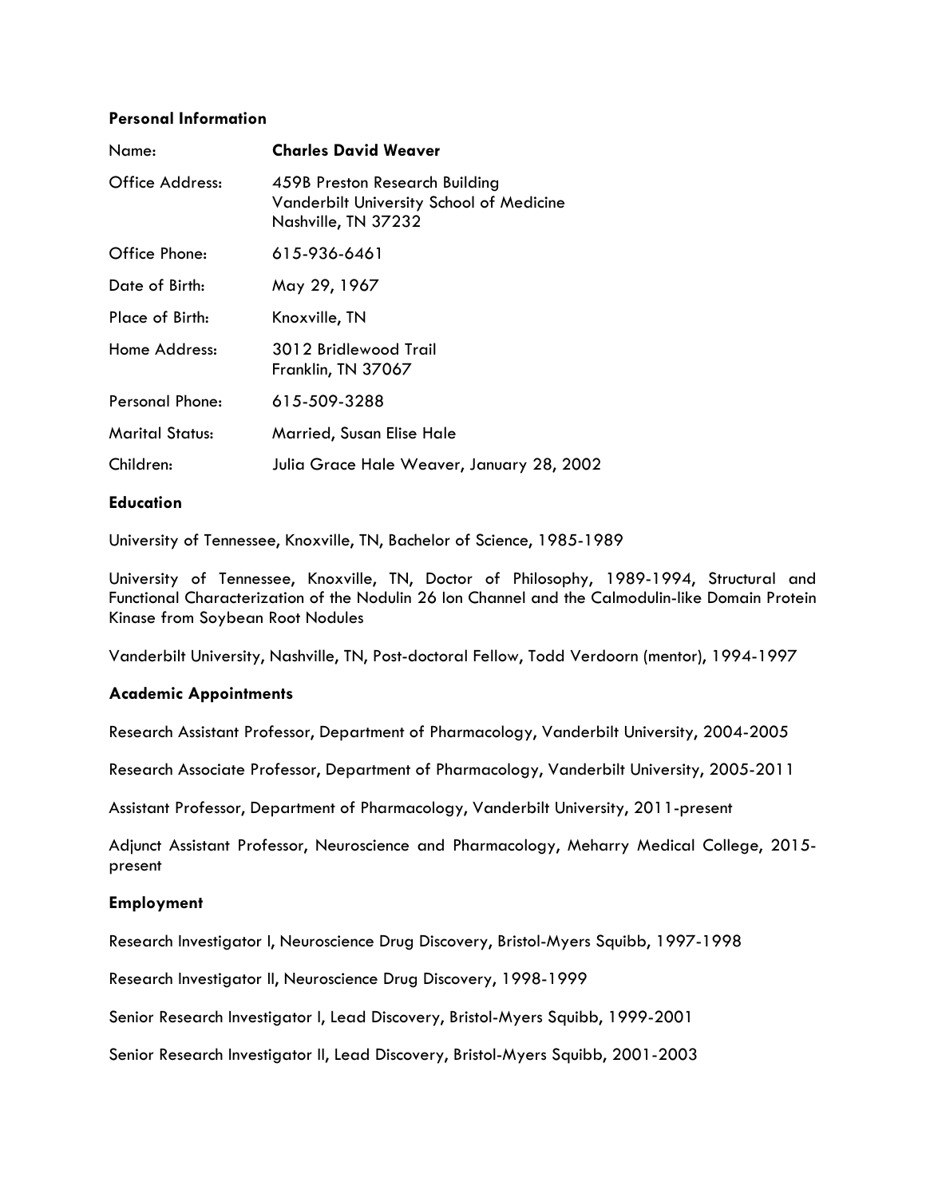### Personal Information

| | |
|---|---|
| Name: | **Charles David Weaver** |
| Office Address: | 459B Preston Research Building<br>Vanderbilt University School of Medicine<br>Nashville, TN 37232 |
| Office Phone: | 615-936-6461 |
| Date of Birth: | May 29, 1967 |
| Place of Birth: | Knoxville, TN |
| Home Address: | 3012 Bridlewood Trail<br>Franklin, TN 37067 |
| Personal Phone: | 615-509-3288 |
| Marital Status: | Married, Susan Elise Hale |
| Children: | Julia Grace Hale Weaver, January 28, 2002 |

### Education

University of Tennessee, Knoxville, TN, Bachelor of Science, 1985-1989

University of Tennessee, Knoxville, TN, Doctor of Philosophy, 1989-1994, Structural and Functional Characterization of the Nodulin 26 Ion Channel and the Calmodulin-like Domain Protein Kinase from Soybean Root Nodules

Vanderbilt University, Nashville, TN, Post-doctoral Fellow, Todd Verdoorn (mentor), 1994-1997

### Academic Appointments

Research Assistant Professor, Department of Pharmacology, Vanderbilt University, 2004-2005

Research Associate Professor, Department of Pharmacology, Vanderbilt University, 2005-2011

Assistant Professor, Department of Pharmacology, Vanderbilt University, 2011-present

Adjunct Assistant Professor, Neuroscience and Pharmacology, Meharry Medical College, 2015-present

### Employment

Research Investigator I, Neuroscience Drug Discovery, Bristol-Myers Squibb, 1997-1998

Research Investigator II, Neuroscience Drug Discovery, 1998-1999

Senior Research Investigator I, Lead Discovery, Bristol-Myers Squibb, 1999-2001

Senior Research Investigator II, Lead Discovery, Bristol-Myers Squibb, 2001-2003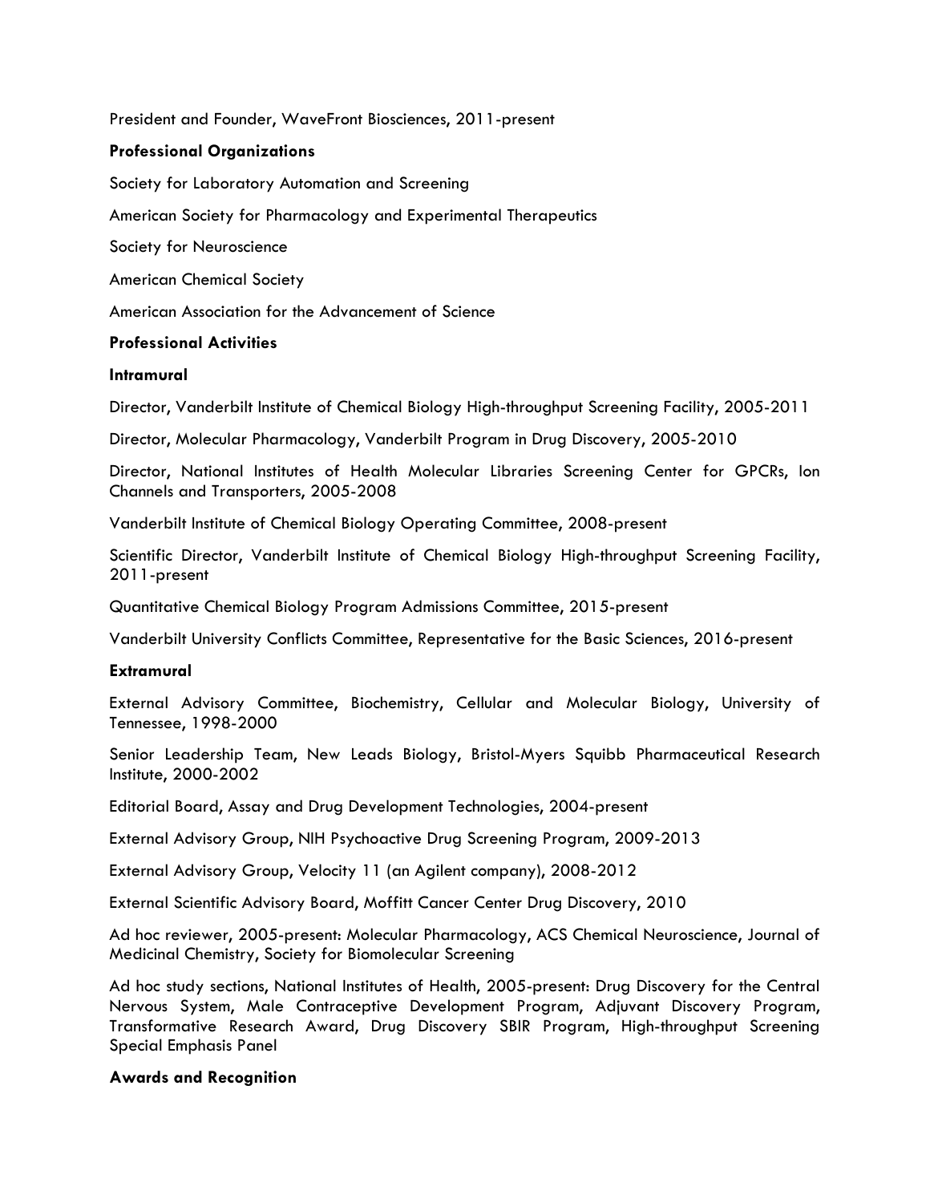President and Founder, WaveFront Biosciences, 2011-present

**Professional Organizations**

Society for Laboratory Automation and Screening

American Society for Pharmacology and Experimental Therapeutics

Society for Neuroscience

American Chemical Society

American Association for the Advancement of Science

**Professional Activities**

**Intramural**

Director, Vanderbilt Institute of Chemical Biology High-throughput Screening Facility, 2005-2011

Director, Molecular Pharmacology, Vanderbilt Program in Drug Discovery, 2005-2010

Director, National Institutes of Health Molecular Libraries Screening Center for GPCRs, Ion Channels and Transporters, 2005-2008

Vanderbilt Institute of Chemical Biology Operating Committee, 2008-present

Scientific Director, Vanderbilt Institute of Chemical Biology High-throughput Screening Facility, 2011-present

Quantitative Chemical Biology Program Admissions Committee, 2015-present

Vanderbilt University Conflicts Committee, Representative for the Basic Sciences, 2016-present

**Extramural**

External Advisory Committee, Biochemistry, Cellular and Molecular Biology, University of Tennessee, 1998-2000

Senior Leadership Team, New Leads Biology, Bristol-Myers Squibb Pharmaceutical Research Institute, 2000-2002

Editorial Board, Assay and Drug Development Technologies, 2004-present

External Advisory Group, NIH Psychoactive Drug Screening Program, 2009-2013

External Advisory Group, Velocity 11 (an Agilent company), 2008-2012

External Scientific Advisory Board, Moffitt Cancer Center Drug Discovery, 2010

Ad hoc reviewer, 2005-present: Molecular Pharmacology, ACS Chemical Neuroscience, Journal of Medicinal Chemistry, Society for Biomolecular Screening

Ad hoc study sections, National Institutes of Health, 2005-present: Drug Discovery for the Central Nervous System, Male Contraceptive Development Program, Adjuvant Discovery Program, Transformative Research Award, Drug Discovery SBIR Program, High-throughput Screening Special Emphasis Panel

**Awards and Recognition**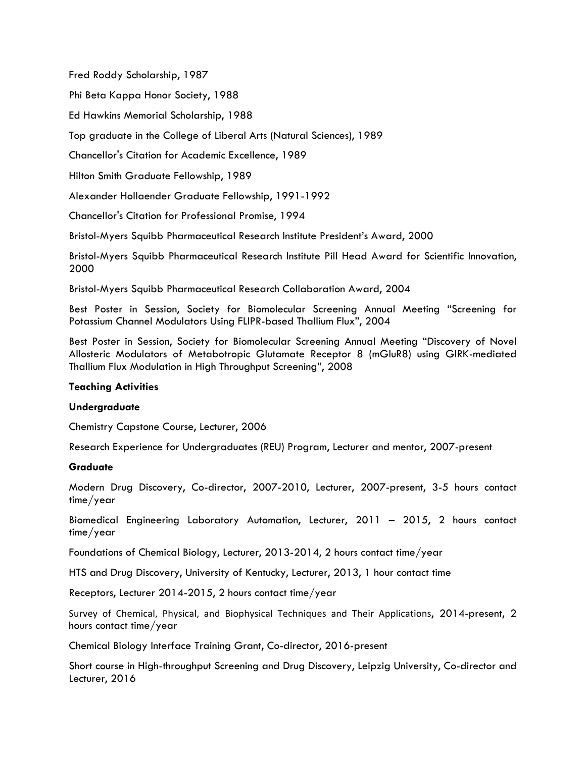Fred Roddy Scholarship, 1987

Phi Beta Kappa Honor Society, 1988

Ed Hawkins Memorial Scholarship, 1988

Top graduate in the College of Liberal Arts (Natural Sciences), 1989

Chancellor's Citation for Academic Excellence, 1989

Hilton Smith Graduate Fellowship, 1989

Alexander Hollaender Graduate Fellowship, 1991-1992

Chancellor's Citation for Professional Promise, 1994

Bristol-Myers Squibb Pharmaceutical Research Institute President's Award, 2000

Bristol-Myers Squibb Pharmaceutical Research Institute Pill Head Award for Scientific Innovation, 2000

Bristol-Myers Squibb Pharmaceutical Research Collaboration Award, 2004

Best Poster in Session, Society for Biomolecular Screening Annual Meeting "Screening for Potassium Channel Modulators Using FLIPR-based Thallium Flux", 2004

Best Poster in Session, Society for Biomolecular Screening Annual Meeting "Discovery of Novel Allosteric Modulators of Metabotropic Glutamate Receptor 8 (mGluR8) using GIRK-mediated Thallium Flux Modulation in High Throughput Screening", 2008

**Teaching Activities**

**Undergraduate**

Chemistry Capstone Course, Lecturer, 2006

Research Experience for Undergraduates (REU) Program, Lecturer and mentor, 2007-present

**Graduate**

Modern Drug Discovery, Co-director, 2007-2010, Lecturer, 2007-present, 3-5 hours contact time/year

Biomedical Engineering Laboratory Automation, Lecturer, 2011 – 2015, 2 hours contact time/year

Foundations of Chemical Biology, Lecturer, 2013-2014, 2 hours contact time/year

HTS and Drug Discovery, University of Kentucky, Lecturer, 2013, 1 hour contact time

Receptors, Lecturer 2014-2015, 2 hours contact time/year

Survey of Chemical, Physical, and Biophysical Techniques and Their Applications, 2014-present, 2 hours contact time/year

Chemical Biology Interface Training Grant, Co-director, 2016-present

Short course in High-throughput Screening and Drug Discovery, Leipzig University, Co-director and Lecturer, 2016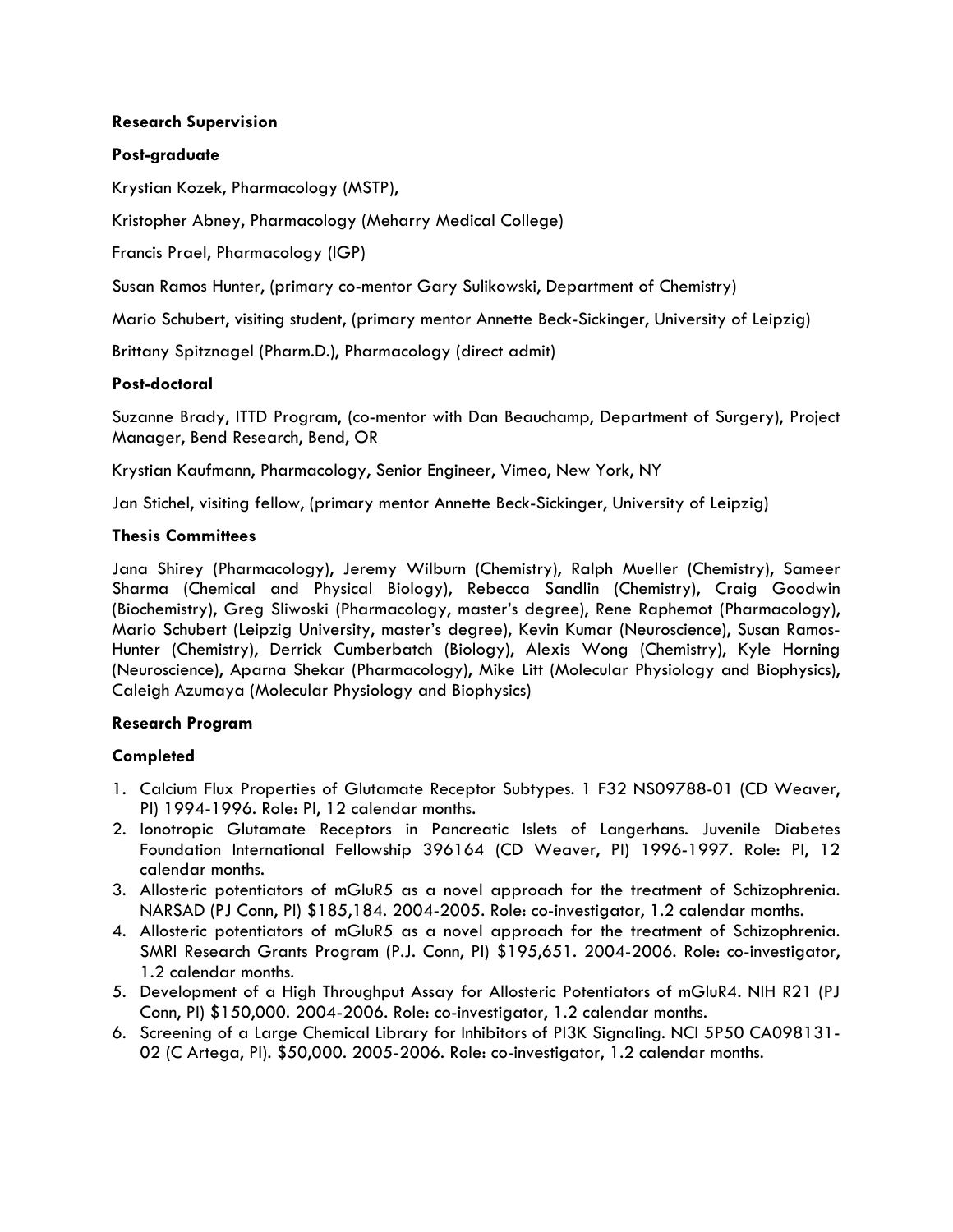**Research Supervision**

**Post-graduate**

Krystian Kozek, Pharmacology (MSTP),

Kristopher Abney, Pharmacology (Meharry Medical College)

Francis Prael, Pharmacology (IGP)

Susan Ramos Hunter, (primary co-mentor Gary Sulikowski, Department of Chemistry)

Mario Schubert, visiting student, (primary mentor Annette Beck-Sickinger, University of Leipzig)

Brittany Spitznagel (Pharm.D.), Pharmacology (direct admit)

**Post-doctoral**

Suzanne Brady, ITTD Program, (co-mentor with Dan Beauchamp, Department of Surgery), Project Manager, Bend Research, Bend, OR

Krystian Kaufmann, Pharmacology, Senior Engineer, Vimeo, New York, NY

Jan Stichel, visiting fellow, (primary mentor Annette Beck-Sickinger, University of Leipzig)

**Thesis Committees**

Jana Shirey (Pharmacology), Jeremy Wilburn (Chemistry), Ralph Mueller (Chemistry), Sameer Sharma (Chemical and Physical Biology), Rebecca Sandlin (Chemistry), Craig Goodwin (Biochemistry), Greg Sliwoski (Pharmacology, master's degree), Rene Raphemot (Pharmacology), Mario Schubert (Leipzig University, master's degree), Kevin Kumar (Neuroscience), Susan Ramos-Hunter (Chemistry), Derrick Cumberbatch (Biology), Alexis Wong (Chemistry), Kyle Horning (Neuroscience), Aparna Shekar (Pharmacology), Mike Litt (Molecular Physiology and Biophysics), Caleigh Azumaya (Molecular Physiology and Biophysics)

**Research Program**

**Completed**

1. Calcium Flux Properties of Glutamate Receptor Subtypes. 1 F32 NS09788-01 (CD Weaver, PI) 1994-1996. Role: PI, 12 calendar months.
2. Ionotropic Glutamate Receptors in Pancreatic Islets of Langerhans. Juvenile Diabetes Foundation International Fellowship 396164 (CD Weaver, PI) 1996-1997. Role: PI, 12 calendar months.
3. Allosteric potentiators of mGluR5 as a novel approach for the treatment of Schizophrenia. NARSAD (PJ Conn, PI) $185,184. 2004-2005. Role: co-investigator, 1.2 calendar months.
4. Allosteric potentiators of mGluR5 as a novel approach for the treatment of Schizophrenia. SMRI Research Grants Program (P.J. Conn, PI) $195,651. 2004-2006. Role: co-investigator, 1.2 calendar months.
5. Development of a High Throughput Assay for Allosteric Potentiators of mGluR4. NIH R21 (PJ Conn, PI) $150,000. 2004-2006. Role: co-investigator, 1.2 calendar months.
6. Screening of a Large Chemical Library for Inhibitors of PI3K Signaling. NCI 5P50 CA098131-02 (C Artega, PI). $50,000. 2005-2006. Role: co-investigator, 1.2 calendar months.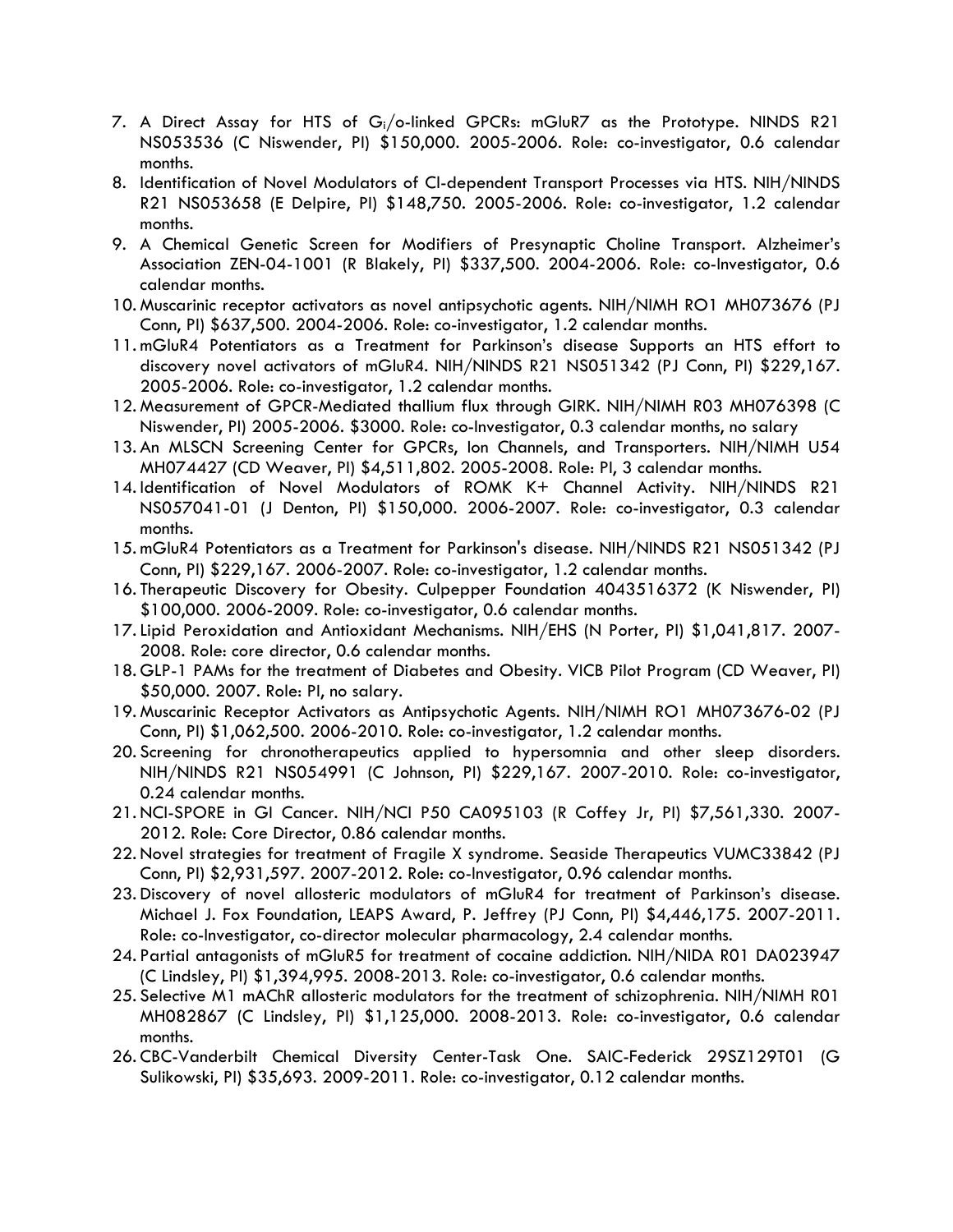7. A Direct Assay for HTS of $G_i$/o-linked GPCRs: mGluR7 as the Prototype. NINDS R21 NS053536 (C Niswender, PI) $150,000. 2005-2006. Role: co-investigator, 0.6 calendar months.
8. Identification of Novel Modulators of Cl-dependent Transport Processes via HTS. NIH/NINDS R21 NS053658 (E Delpire, PI) $148,750. 2005-2006. Role: co-investigator, 1.2 calendar months.
9. A Chemical Genetic Screen for Modifiers of Presynaptic Choline Transport. Alzheimer's Association ZEN-04-1001 (R Blakely, PI) $337,500. 2004-2006. Role: co-Investigator, 0.6 calendar months.
10. Muscarinic receptor activators as novel antipsychotic agents. NIH/NIMH RO1 MH073676 (PJ Conn, PI) $637,500. 2004-2006. Role: co-investigator, 1.2 calendar months.
11. mGluR4 Potentiators as a Treatment for Parkinson's disease Supports an HTS effort to discovery novel activators of mGluR4. NIH/NINDS R21 NS051342 (PJ Conn, PI) $229,167. 2005-2006. Role: co-investigator, 1.2 calendar months.
12. Measurement of GPCR-Mediated thallium flux through GIRK. NIH/NIMH R03 MH076398 (C Niswender, PI) 2005-2006. $3000. Role: co-Investigator, 0.3 calendar months, no salary
13. An MLSCN Screening Center for GPCRs, Ion Channels, and Transporters. NIH/NIMH U54 MH074427 (CD Weaver, PI) $4,511,802. 2005-2008. Role: PI, 3 calendar months.
14. Identification of Novel Modulators of ROMK K+ Channel Activity. NIH/NINDS R21 NS057041-01 (J Denton, PI) $150,000. 2006-2007. Role: co-investigator, 0.3 calendar months.
15. mGluR4 Potentiators as a Treatment for Parkinson's disease. NIH/NINDS R21 NS051342 (PJ Conn, PI) $229,167. 2006-2007. Role: co-investigator, 1.2 calendar months.
16. Therapeutic Discovery for Obesity. Culpepper Foundation 4043516372 (K Niswender, PI) $100,000. 2006-2009. Role: co-investigator, 0.6 calendar months.
17. Lipid Peroxidation and Antioxidant Mechanisms. NIH/EHS (N Porter, PI) $1,041,817. 2007-2008. Role: core director, 0.6 calendar months.
18. GLP-1 PAMs for the treatment of Diabetes and Obesity. VICB Pilot Program (CD Weaver, PI) $50,000. 2007. Role: PI, no salary.
19. Muscarinic Receptor Activators as Antipsychotic Agents. NIH/NIMH RO1 MH073676-02 (PJ Conn, PI) $1,062,500. 2006-2010. Role: co-investigator, 1.2 calendar months.
20. Screening for chronotherapeutics applied to hypersomnia and other sleep disorders. NIH/NINDS R21 NS054991 (C Johnson, PI) $229,167. 2007-2010. Role: co-investigator, 0.24 calendar months.
21. NCI-SPORE in GI Cancer. NIH/NCI P50 CA095103 (R Coffey Jr, PI) $7,561,330. 2007-2012. Role: Core Director, 0.86 calendar months.
22. Novel strategies for treatment of Fragile X syndrome. Seaside Therapeutics VUMC33842 (PJ Conn, PI) $2,931,597. 2007-2012. Role: co-Investigator, 0.96 calendar months.
23. Discovery of novel allosteric modulators of mGluR4 for treatment of Parkinson's disease. Michael J. Fox Foundation, LEAPS Award, P. Jeffrey (PJ Conn, PI) $4,446,175. 2007-2011. Role: co-Investigator, co-director molecular pharmacology, 2.4 calendar months.
24. Partial antagonists of mGluR5 for treatment of cocaine addiction. NIH/NIDA R01 DA023947 (C Lindsley, PI) $1,394,995. 2008-2013. Role: co-investigator, 0.6 calendar months.
25. Selective M1 mAChR allosteric modulators for the treatment of schizophrenia. NIH/NIMH R01 MH082867 (C Lindsley, PI) $1,125,000. 2008-2013. Role: co-investigator, 0.6 calendar months.
26. CBC-Vanderbilt Chemical Diversity Center-Task One. SAIC-Federick 29SZ129T01 (G Sulikowski, PI) $35,693. 2009-2011. Role: co-investigator, 0.12 calendar months.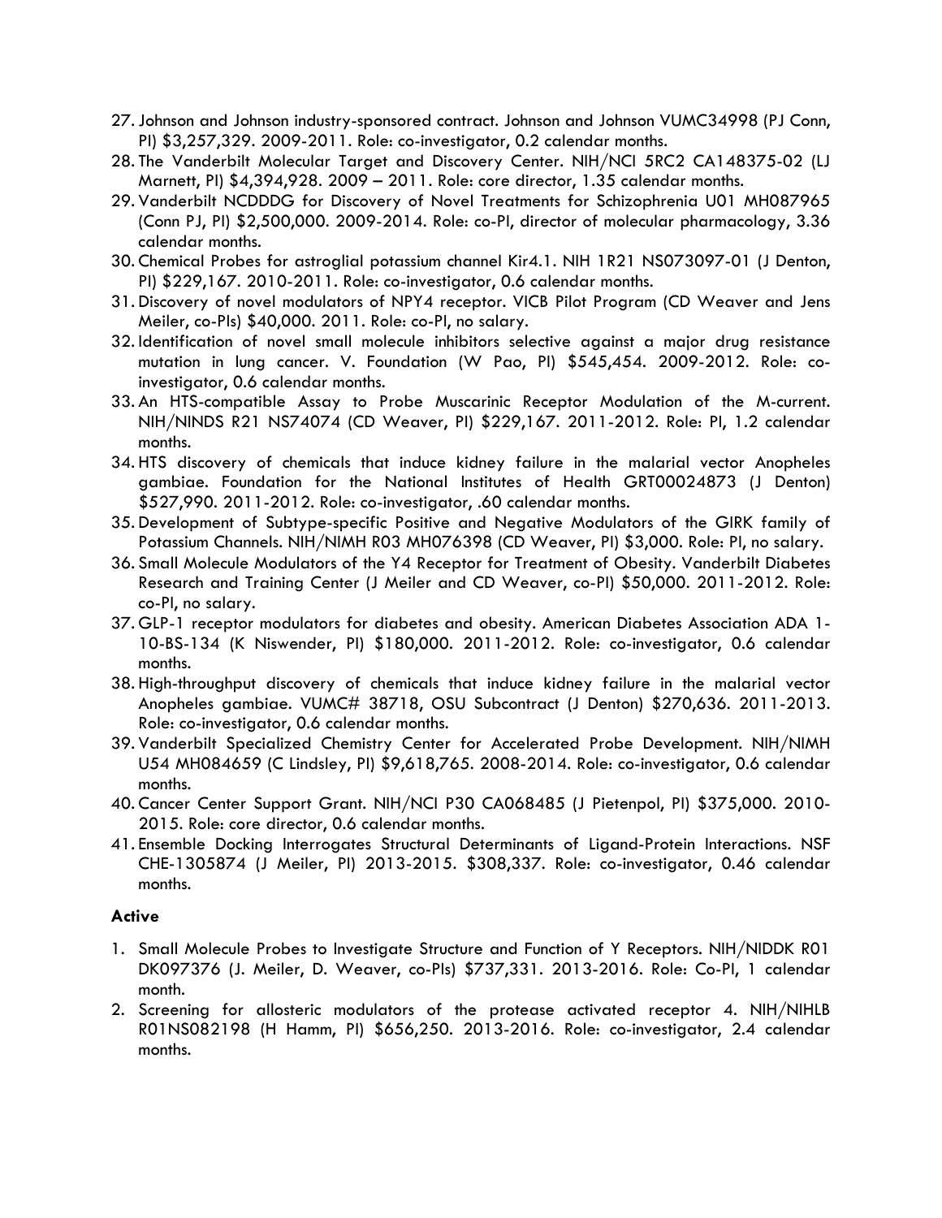27. Johnson and Johnson industry-sponsored contract. Johnson and Johnson VUMC34998 (PJ Conn, PI) $3,257,329. 2009-2011. Role: co-investigator, 0.2 calendar months.
28. The Vanderbilt Molecular Target and Discovery Center. NIH/NCI 5RC2 CA148375-02 (LJ Marnett, PI) $4,394,928. 2009 – 2011. Role: core director, 1.35 calendar months.
29. Vanderbilt NCDDDG for Discovery of Novel Treatments for Schizophrenia U01 MH087965 (Conn PJ, PI) $2,500,000. 2009-2014. Role: co-PI, director of molecular pharmacology, 3.36 calendar months.
30. Chemical Probes for astroglial potassium channel Kir4.1. NIH 1R21 NS073097-01 (J Denton, PI) $229,167. 2010-2011. Role: co-investigator, 0.6 calendar months.
31. Discovery of novel modulators of NPY4 receptor. VICB Pilot Program (CD Weaver and Jens Meiler, co-PIs) $40,000. 2011. Role: co-PI, no salary.
32. Identification of novel small molecule inhibitors selective against a major drug resistance mutation in lung cancer. V. Foundation (W Pao, PI) $545,454. 2009-2012. Role: co-investigator, 0.6 calendar months.
33. An HTS-compatible Assay to Probe Muscarinic Receptor Modulation of the M-current. NIH/NINDS R21 NS74074 (CD Weaver, PI) $229,167. 2011-2012. Role: PI, 1.2 calendar months.
34. HTS discovery of chemicals that induce kidney failure in the malarial vector Anopheles gambiae. Foundation for the National Institutes of Health GRT00024873 (J Denton) $527,990. 2011-2012. Role: co-investigator, .60 calendar months.
35. Development of Subtype-specific Positive and Negative Modulators of the GIRK family of Potassium Channels. NIH/NIMH R03 MH076398 (CD Weaver, PI) $3,000. Role: PI, no salary.
36. Small Molecule Modulators of the Y4 Receptor for Treatment of Obesity. Vanderbilt Diabetes Research and Training Center (J Meiler and CD Weaver, co-PI) $50,000. 2011-2012. Role: co-PI, no salary.
37. GLP-1 receptor modulators for diabetes and obesity. American Diabetes Association ADA 1-10-BS-134 (K Niswender, PI) $180,000. 2011-2012. Role: co-investigator, 0.6 calendar months.
38. High-throughput discovery of chemicals that induce kidney failure in the malarial vector Anopheles gambiae. VUMC# 38718, OSU Subcontract (J Denton) $270,636. 2011-2013. Role: co-investigator, 0.6 calendar months.
39. Vanderbilt Specialized Chemistry Center for Accelerated Probe Development. NIH/NIMH U54 MH084659 (C Lindsley, PI) $9,618,765. 2008-2014. Role: co-investigator, 0.6 calendar months.
40. Cancer Center Support Grant. NIH/NCI P30 CA068485 (J Pietenpol, PI) $375,000. 2010-2015. Role: core director, 0.6 calendar months.
41. Ensemble Docking Interrogates Structural Determinants of Ligand-Protein Interactions. NSF CHE-1305874 (J Meiler, PI) 2013-2015. $308,337. Role: co-investigator, 0.46 calendar months.

**Active**

1. Small Molecule Probes to Investigate Structure and Function of Y Receptors. NIH/NIDDK R01 DK097376 (J. Meiler, D. Weaver, co-PIs) $737,331. 2013-2016. Role: Co-PI, 1 calendar month.
2. Screening for allosteric modulators of the protease activated receptor 4. NIH/NIHLB R01NS082198 (H Hamm, PI) $656,250. 2013-2016. Role: co-investigator, 2.4 calendar months.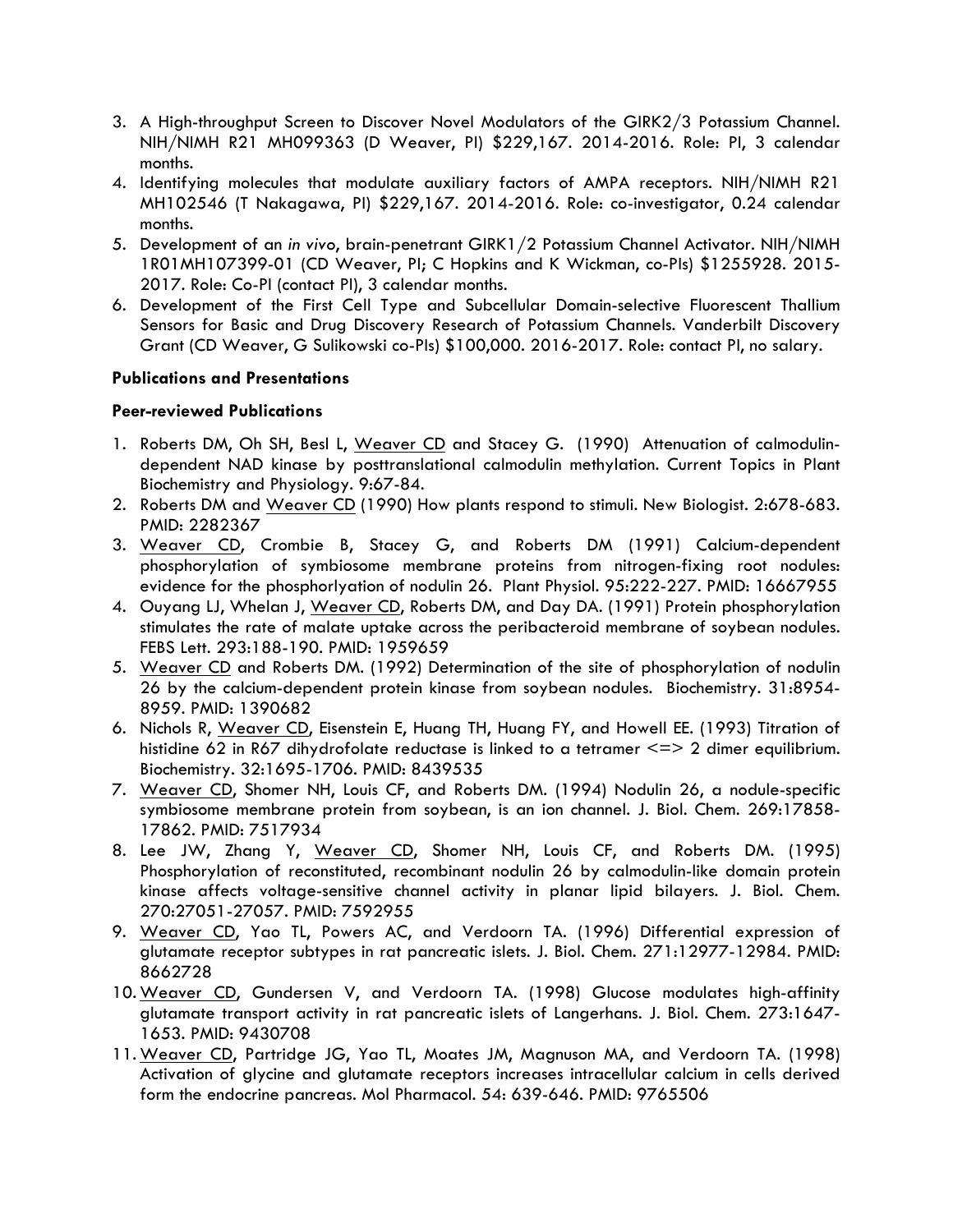3. A High-throughput Screen to Discover Novel Modulators of the GIRK2/3 Potassium Channel. NIH/NIMH R21 MH099363 (D Weaver, PI) $229,167. 2014-2016. Role: PI, 3 calendar months.
4. Identifying molecules that modulate auxiliary factors of AMPA receptors. NIH/NIMH R21 MH102546 (T Nakagawa, PI) $229,167. 2014-2016. Role: co-investigator, 0.24 calendar months.
5. Development of an *in vivo*, brain-penetrant GIRK1/2 Potassium Channel Activator. NIH/NIMH 1R01MH107399-01 (CD Weaver, PI; C Hopkins and K Wickman, co-PIs) $1255928. 2015-2017. Role: Co-PI (contact PI), 3 calendar months.
6. Development of the First Cell Type and Subcellular Domain-selective Fluorescent Thallium Sensors for Basic and Drug Discovery Research of Potassium Channels. Vanderbilt Discovery Grant (CD Weaver, G Sulikowski co-PIs) $100,000. 2016-2017. Role: contact PI, no salary.

**Publications and Presentations**

**Peer-reviewed Publications**

1. Roberts DM, Oh SH, Besl L, Weaver CD and Stacey G. (1990) Attenuation of calmodulin-dependent NAD kinase by posttranslational calmodulin methylation. Current Topics in Plant Biochemistry and Physiology. 9:67-84.
2. Roberts DM and Weaver CD (1990) How plants respond to stimuli. New Biologist. 2:678-683. PMID: 2282367
3. Weaver CD, Crombie B, Stacey G, and Roberts DM (1991) Calcium-dependent phosphorylation of symbiosome membrane proteins from nitrogen-fixing root nodules: evidence for the phosphorlyation of nodulin 26. Plant Physiol. 95:222-227. PMID: 16667955
4. Ouyang LJ, Whelan J, Weaver CD, Roberts DM, and Day DA. (1991) Protein phosphorylation stimulates the rate of malate uptake across the peribacteroid membrane of soybean nodules. FEBS Lett. 293:188-190. PMID: 1959659
5. Weaver CD and Roberts DM. (1992) Determination of the site of phosphorylation of nodulin 26 by the calcium-dependent protein kinase from soybean nodules. Biochemistry. 31:8954-8959. PMID: 1390682
6. Nichols R, Weaver CD, Eisenstein E, Huang TH, Huang FY, and Howell EE. (1993) Titration of histidine 62 in R67 dihydrofolate reductase is linked to a tetramer <=> 2 dimer equilibrium. Biochemistry. 32:1695-1706. PMID: 8439535
7. Weaver CD, Shomer NH, Louis CF, and Roberts DM. (1994) Nodulin 26, a nodule-specific symbiosome membrane protein from soybean, is an ion channel. J. Biol. Chem. 269:17858-17862. PMID: 7517934
8. Lee JW, Zhang Y, Weaver CD, Shomer NH, Louis CF, and Roberts DM. (1995) Phosphorylation of reconstituted, recombinant nodulin 26 by calmodulin-like domain protein kinase affects voltage-sensitive channel activity in planar lipid bilayers. J. Biol. Chem. 270:27051-27057. PMID: 7592955
9. Weaver CD, Yao TL, Powers AC, and Verdoorn TA. (1996) Differential expression of glutamate receptor subtypes in rat pancreatic islets. J. Biol. Chem. 271:12977-12984. PMID: 8662728
10. Weaver CD, Gundersen V, and Verdoorn TA. (1998) Glucose modulates high-affinity glutamate transport activity in rat pancreatic islets of Langerhans. J. Biol. Chem. 273:1647-1653. PMID: 9430708
11. Weaver CD, Partridge JG, Yao TL, Moates JM, Magnuson MA, and Verdoorn TA. (1998) Activation of glycine and glutamate receptors increases intracellular calcium in cells derived form the endocrine pancreas. Mol Pharmacol. 54: 639-646. PMID: 9765506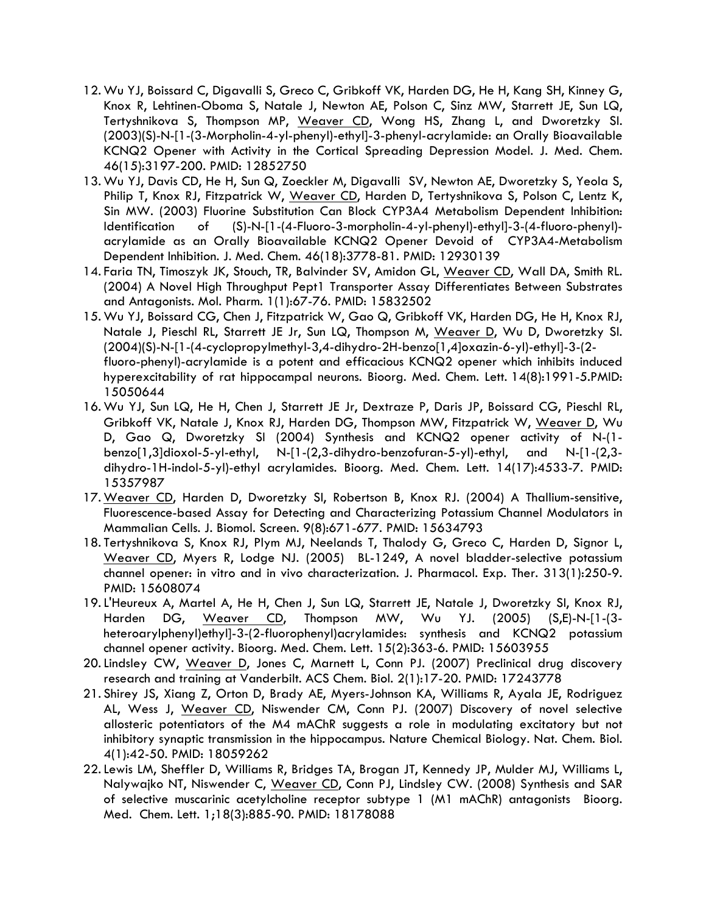12. Wu YJ, Boissard C, Digavalli S, Greco C, Gribkoff VK, Harden DG, He H, Kang SH, Kinney G, Knox R, Lehtinen-Oboma S, Natale J, Newton AE, Polson C, Sinz MW, Starrett JE, Sun LQ, Tertyshnikova S, Thompson MP, Weaver CD, Wong HS, Zhang L, and Dworetzky SI. (2003)(S)-N-[1-(3-Morpholin-4-yl-phenyl)-ethyl]-3-phenyl-acrylamide: an Orally Bioavailable KCNQ2 Opener with Activity in the Cortical Spreading Depression Model. J. Med. Chem. 46(15):3197-200. PMID: 12852750
13. Wu YJ, Davis CD, He H, Sun Q, Zoeckler M, Digavalli SV, Newton AE, Dworetzky S, Yeola S, Philip T, Knox RJ, Fitzpatrick W, Weaver CD, Harden D, Tertyshnikova S, Polson C, Lentz K, Sin MW. (2003) Fluorine Substitution Can Block CYP3A4 Metabolism Dependent Inhibition: Identification of (S)-N-[1-(4-Fluoro-3-morpholin-4-yl-phenyl)-ethyl]-3-(4-fluoro-phenyl)-acrylamide as an Orally Bioavailable KCNQ2 Opener Devoid of CYP3A4-Metabolism Dependent Inhibition. J. Med. Chem. 46(18):3778-81. PMID: 12930139
14. Faria TN, Timoszyk JK, Stouch, TR, Balvinder SV, Amidon GL, Weaver CD, Wall DA, Smith RL. (2004) A Novel High Throughput Pept1 Transporter Assay Differentiates Between Substrates and Antagonists. Mol. Pharm. 1(1):67-76. PMID: 15832502
15. Wu YJ, Boissard CG, Chen J, Fitzpatrick W, Gao Q, Gribkoff VK, Harden DG, He H, Knox RJ, Natale J, Pieschl RL, Starrett JE Jr, Sun LQ, Thompson M, Weaver D, Wu D, Dworetzky SI. (2004)(S)-N-[1-(4-cyclopropylmethyl-3,4-dihydro-2H-benzo[1,4]oxazin-6-yl)-ethyl]-3-(2-fluoro-phenyl)-acrylamide is a potent and efficacious KCNQ2 opener which inhibits induced hyperexcitability of rat hippocampal neurons. Bioorg. Med. Chem. Lett. 14(8):1991-5.PMID: 15050644
16. Wu YJ, Sun LQ, He H, Chen J, Starrett JE Jr, Dextraze P, Daris JP, Boissard CG, Pieschl RL, Gribkoff VK, Natale J, Knox RJ, Harden DG, Thompson MW, Fitzpatrick W, Weaver D, Wu D, Gao Q, Dworetzky SI (2004) Synthesis and KCNQ2 opener activity of N-(1-benzo[1,3]dioxol-5-yl-ethyl, N-[1-(2,3-dihydro-benzofuran-5-yl)-ethyl, and N-[1-(2,3-dihydro-1H-indol-5-yl)-ethyl acrylamides. Bioorg. Med. Chem. Lett. 14(17):4533-7. PMID: 15357987
17. Weaver CD, Harden D, Dworetzky SI, Robertson B, Knox RJ. (2004) A Thallium-sensitive, Fluorescence-based Assay for Detecting and Characterizing Potassium Channel Modulators in Mammalian Cells. J. Biomol. Screen. 9(8):671-677. PMID: 15634793
18. Tertyshnikova S, Knox RJ, Plym MJ, Neelands T, Thalody G, Greco C, Harden D, Signor L, Weaver CD, Myers R, Lodge NJ. (2005) BL-1249, A novel bladder-selective potassium channel opener: in vitro and in vivo characterization. J. Pharmacol. Exp. Ther. 313(1):250-9. PMID: 15608074
19. L'Heureux A, Martel A, He H, Chen J, Sun LQ, Starrett JE, Natale J, Dworetzky SI, Knox RJ, Harden DG, Weaver CD, Thompson MW, Wu YJ. (2005) (S,E)-N-[1-(3-heteroarylphenyl)ethyl]-3-(2-fluorophenyl)acrylamides: synthesis and KCNQ2 potassium channel opener activity. Bioorg. Med. Chem. Lett. 15(2):363-6. PMID: 15603955
20. Lindsley CW, Weaver D, Jones C, Marnett L, Conn PJ. (2007) Preclinical drug discovery research and training at Vanderbilt. ACS Chem. Biol. 2(1):17-20. PMID: 17243778
21. Shirey JS, Xiang Z, Orton D, Brady AE, Myers-Johnson KA, Williams R, Ayala JE, Rodriguez AL, Wess J, Weaver CD, Niswender CM, Conn PJ. (2007) Discovery of novel selective allosteric potentiators of the M4 mAChR suggests a role in modulating excitatory but not inhibitory synaptic transmission in the hippocampus. Nature Chemical Biology. Nat. Chem. Biol. 4(1):42-50. PMID: 18059262
22. Lewis LM, Sheffler D, Williams R, Bridges TA, Brogan JT, Kennedy JP, Mulder MJ, Williams L, Nalywajko NT, Niswender C, Weaver CD, Conn PJ, Lindsley CW. (2008) Synthesis and SAR of selective muscarinic acetylcholine receptor subtype 1 (M1 mAChR) antagonists Bioorg. Med. Chem. Lett. 1;18(3):885-90. PMID: 18178088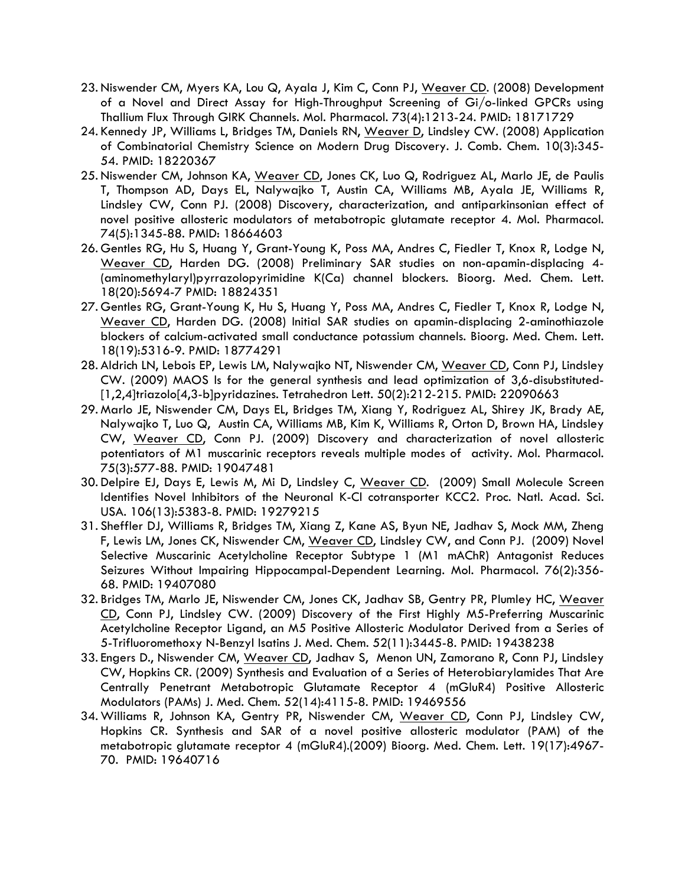23. Niswender CM, Myers KA, Lou Q, Ayala J, Kim C, Conn PJ, <u>Weaver CD</u>. (2008) Development of a Novel and Direct Assay for High-Throughput Screening of Gi/o-linked GPCRs using Thallium Flux Through GIRK Channels. Mol. Pharmacol. 73(4):1213-24. PMID: 18171729
24. Kennedy JP, Williams L, Bridges TM, Daniels RN, <u>Weaver D</u>, Lindsley CW. (2008) Application of Combinatorial Chemistry Science on Modern Drug Discovery. J. Comb. Chem. 10(3):345-54. PMID: 18220367
25. Niswender CM, Johnson KA, <u>Weaver CD</u>, Jones CK, Luo Q, Rodriguez AL, Marlo JE, de Paulis T, Thompson AD, Days EL, Nalywajko T, Austin CA, Williams MB, Ayala JE, Williams R, Lindsley CW, Conn PJ. (2008) Discovery, characterization, and antiparkinsonian effect of novel positive allosteric modulators of metabotropic glutamate receptor 4. Mol. Pharmacol. 74(5):1345-88. PMID: 18664603
26. Gentles RG, Hu S, Huang Y, Grant-Young K, Poss MA, Andres C, Fiedler T, Knox R, Lodge N, <u>Weaver CD</u>, Harden DG. (2008) Preliminary SAR studies on non-apamin-displacing 4-(aminomethylaryl)pyrrazolopyrimidine K(Ca) channel blockers. Bioorg. Med. Chem. Lett. 18(20):5694-7 PMID: 18824351
27. Gentles RG, Grant-Young K, Hu S, Huang Y, Poss MA, Andres C, Fiedler T, Knox R, Lodge N, <u>Weaver CD</u>, Harden DG. (2008) Initial SAR studies on apamin-displacing 2-aminothiazole blockers of calcium-activated small conductance potassium channels. Bioorg. Med. Chem. Lett. 18(19):5316-9. PMID: 18774291
28. Aldrich LN, Lebois EP, Lewis LM, Nalywajko NT, Niswender CM, <u>Weaver CD</u>, Conn PJ, Lindsley CW. (2009) MAOS Is for the general synthesis and lead optimization of 3,6-disubstituted-[1,2,4]triazolo[4,3-b]pyridazines. Tetrahedron Lett. 50(2):212-215. PMID: 22090663
29. Marlo JE, Niswender CM, Days EL, Bridges TM, Xiang Y, Rodriguez AL, Shirey JK, Brady AE, Nalywajko T, Luo Q, Austin CA, Williams MB, Kim K, Williams R, Orton D, Brown HA, Lindsley CW, <u>Weaver CD</u>, Conn PJ. (2009) Discovery and characterization of novel allosteric potentiators of M1 muscarinic receptors reveals multiple modes of activity. Mol. Pharmacol. 75(3):577-88. PMID: 19047481
30. Delpire EJ, Days E, Lewis M, Mi D, Lindsley C, <u>Weaver CD</u>. (2009) Small Molecule Screen Identifies Novel Inhibitors of the Neuronal K-Cl cotransporter KCC2. Proc. Natl. Acad. Sci. USA. 106(13):5383-8. PMID: 19279215
31. Sheffler DJ, Williams R, Bridges TM, Xiang Z, Kane AS, Byun NE, Jadhav S, Mock MM, Zheng F, Lewis LM, Jones CK, Niswender CM, <u>Weaver CD</u>, Lindsley CW, and Conn PJ. (2009) Novel Selective Muscarinic Acetylcholine Receptor Subtype 1 (M1 mAChR) Antagonist Reduces Seizures Without Impairing Hippocampal-Dependent Learning. Mol. Pharmacol. 76(2):356-68. PMID: 19407080
32. Bridges TM, Marlo JE, Niswender CM, Jones CK, Jadhav SB, Gentry PR, Plumley HC, <u>Weaver CD</u>, Conn PJ, Lindsley CW. (2009) Discovery of the First Highly M5-Preferring Muscarinic Acetylcholine Receptor Ligand, an M5 Positive Allosteric Modulator Derived from a Series of 5-Trifluoromethoxy N-Benzyl Isatins J. Med. Chem. 52(11):3445-8. PMID: 19438238
33. Engers D., Niswender CM, <u>Weaver CD</u>, Jadhav S, Menon UN, Zamorano R, Conn PJ, Lindsley CW, Hopkins CR. (2009) Synthesis and Evaluation of a Series of Heterobiarylamides That Are Centrally Penetrant Metabotropic Glutamate Receptor 4 (mGluR4) Positive Allosteric Modulators (PAMs) J. Med. Chem. 52(14):4115-8. PMID: 19469556
34. Williams R, Johnson KA, Gentry PR, Niswender CM, <u>Weaver CD</u>, Conn PJ, Lindsley CW, Hopkins CR. Synthesis and SAR of a novel positive allosteric modulator (PAM) of the metabotropic glutamate receptor 4 (mGluR4).(2009) Bioorg. Med. Chem. Lett. 19(17):4967-70. PMID: 19640716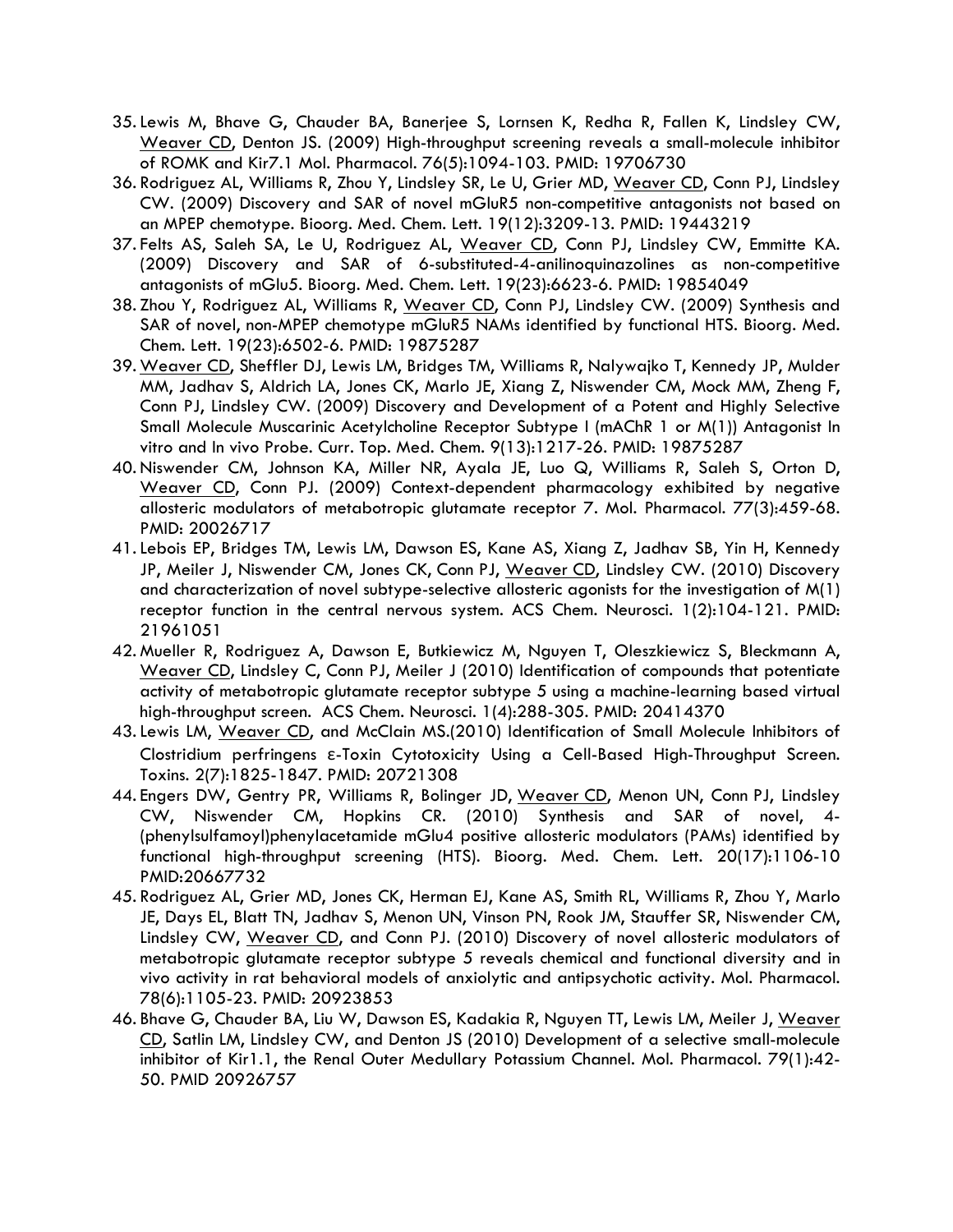35. Lewis M, Bhave G, Chauder BA, Banerjee S, Lornsen K, Redha R, Fallen K, Lindsley CW, <u>Weaver CD</u>, Denton JS. (2009) High-throughput screening reveals a small-molecule inhibitor of ROMK and Kir7.1 Mol. Pharmacol. 76(5):1094-103. PMID: 19706730
36. Rodriguez AL, Williams R, Zhou Y, Lindsley SR, Le U, Grier MD, <u>Weaver CD</u>, Conn PJ, Lindsley CW. (2009) Discovery and SAR of novel mGluR5 non-competitive antagonists not based on an MPEP chemotype. Bioorg. Med. Chem. Lett. 19(12):3209-13. PMID: 19443219
37. Felts AS, Saleh SA, Le U, Rodriguez AL, <u>Weaver CD</u>, Conn PJ, Lindsley CW, Emmitte KA. (2009) Discovery and SAR of 6-substituted-4-anilinoquinazolines as non-competitive antagonists of mGlu5. Bioorg. Med. Chem. Lett. 19(23):6623-6. PMID: 19854049
38. Zhou Y, Rodriguez AL, Williams R, <u>Weaver CD</u>, Conn PJ, Lindsley CW. (2009) Synthesis and SAR of novel, non-MPEP chemotype mGluR5 NAMs identified by functional HTS. Bioorg. Med. Chem. Lett. 19(23):6502-6. PMID: 19875287
39. <u>Weaver CD</u>, Sheffler DJ, Lewis LM, Bridges TM, Williams R, Nalywajko T, Kennedy JP, Mulder MM, Jadhav S, Aldrich LA, Jones CK, Marlo JE, Xiang Z, Niswender CM, Mock MM, Zheng F, Conn PJ, Lindsley CW. (2009) Discovery and Development of a Potent and Highly Selective Small Molecule Muscarinic Acetylcholine Receptor Subtype I (mAChR 1 or M(1)) Antagonist In vitro and In vivo Probe. Curr. Top. Med. Chem. 9(13):1217-26. PMID: 19875287
40. Niswender CM, Johnson KA, Miller NR, Ayala JE, Luo Q, Williams R, Saleh S, Orton D, <u>Weaver CD</u>, Conn PJ. (2009) Context-dependent pharmacology exhibited by negative allosteric modulators of metabotropic glutamate receptor 7. Mol. Pharmacol. 77(3):459-68. PMID: 20026717
41. Lebois EP, Bridges TM, Lewis LM, Dawson ES, Kane AS, Xiang Z, Jadhav SB, Yin H, Kennedy JP, Meiler J, Niswender CM, Jones CK, Conn PJ, <u>Weaver CD</u>, Lindsley CW. (2010) Discovery and characterization of novel subtype-selective allosteric agonists for the investigation of M(1) receptor function in the central nervous system. ACS Chem. Neurosci. 1(2):104-121. PMID: 21961051
42. Mueller R, Rodriguez A, Dawson E, Butkiewicz M, Nguyen T, Oleszkiewicz S, Bleckmann A, <u>Weaver CD</u>, Lindsley C, Conn PJ, Meiler J (2010) Identification of compounds that potentiate activity of metabotropic glutamate receptor subtype 5 using a machine-learning based virtual high-throughput screen. ACS Chem. Neurosci. 1(4):288-305. PMID: 20414370
43. Lewis LM, <u>Weaver CD</u>, and McClain MS.(2010) Identification of Small Molecule Inhibitors of Clostridium perfringens ε-Toxin Cytotoxicity Using a Cell-Based High-Throughput Screen. Toxins. 2(7):1825-1847. PMID: 20721308
44. Engers DW, Gentry PR, Williams R, Bolinger JD, <u>Weaver CD</u>, Menon UN, Conn PJ, Lindsley CW, Niswender CM, Hopkins CR. (2010) Synthesis and SAR of novel, 4-(phenylsulfamoyl)phenylacetamide mGlu4 positive allosteric modulators (PAMs) identified by functional high-throughput screening (HTS). Bioorg. Med. Chem. Lett. 20(17):1106-10 PMID:20667732
45. Rodriguez AL, Grier MD, Jones CK, Herman EJ, Kane AS, Smith RL, Williams R, Zhou Y, Marlo JE, Days EL, Blatt TN, Jadhav S, Menon UN, Vinson PN, Rook JM, Stauffer SR, Niswender CM, Lindsley CW, <u>Weaver CD</u>, and Conn PJ. (2010) Discovery of novel allosteric modulators of metabotropic glutamate receptor subtype 5 reveals chemical and functional diversity and in vivo activity in rat behavioral models of anxiolytic and antipsychotic activity. Mol. Pharmacol. 78(6):1105-23. PMID: 20923853
46. Bhave G, Chauder BA, Liu W, Dawson ES, Kadakia R, Nguyen TT, Lewis LM, Meiler J, <u>Weaver CD</u>, Satlin LM, Lindsley CW, and Denton JS (2010) Development of a selective small-molecule inhibitor of Kir1.1, the Renal Outer Medullary Potassium Channel. Mol. Pharmacol. 79(1):42-50. PMID 20926757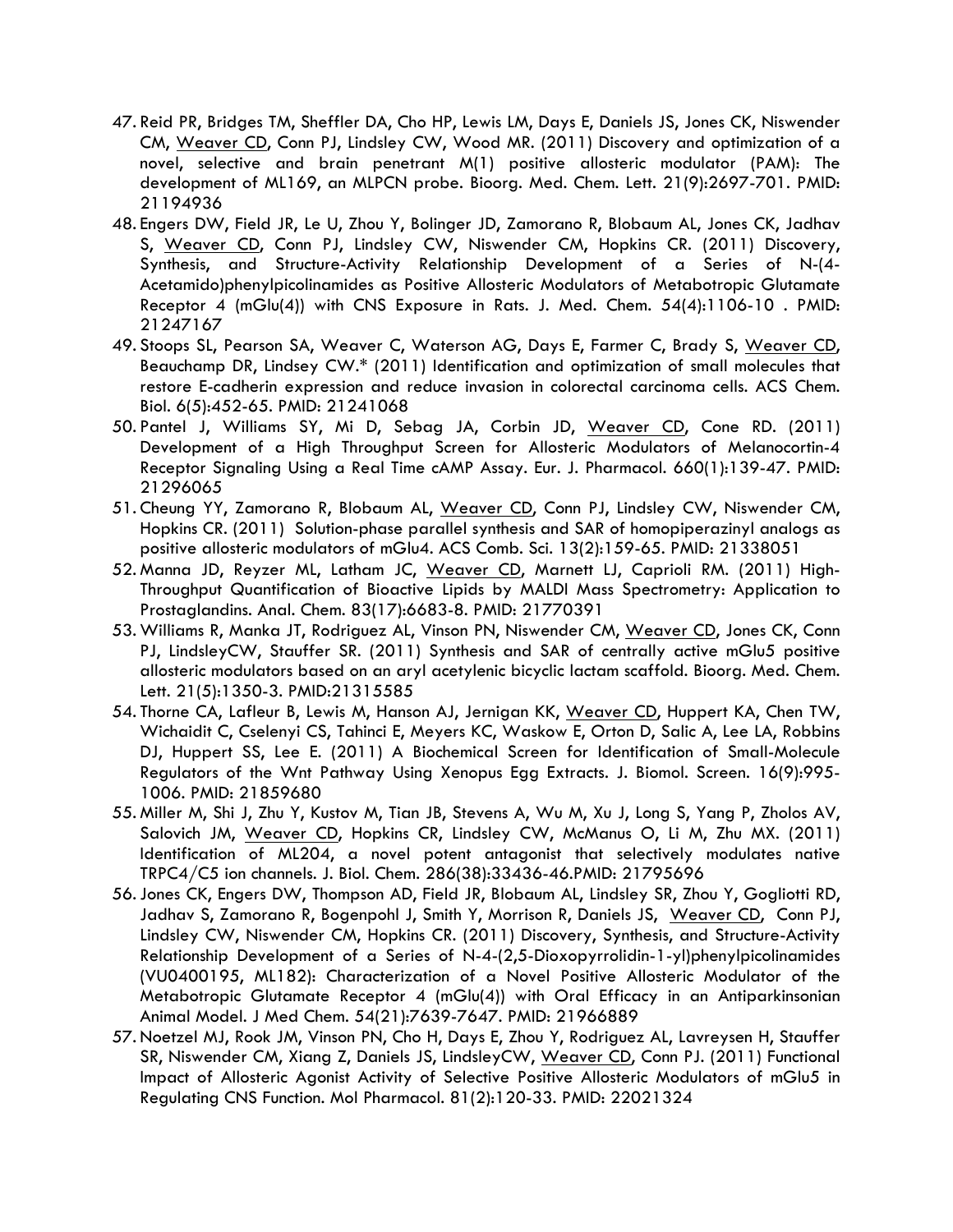47. Reid PR, Bridges TM, Sheffler DA, Cho HP, Lewis LM, Days E, Daniels JS, Jones CK, Niswender CM, Weaver CD, Conn PJ, Lindsley CW, Wood MR. (2011) Discovery and optimization of a novel, selective and brain penetrant M(1) positive allosteric modulator (PAM): The development of ML169, an MLPCN probe. Bioorg. Med. Chem. Lett. 21(9):2697-701. PMID: 21194936
48. Engers DW, Field JR, Le U, Zhou Y, Bolinger JD, Zamorano R, Blobaum AL, Jones CK, Jadhav S, Weaver CD, Conn PJ, Lindsley CW, Niswender CM, Hopkins CR. (2011) Discovery, Synthesis, and Structure-Activity Relationship Development of a Series of N-(4-Acetamido)phenylpicolinamides as Positive Allosteric Modulators of Metabotropic Glutamate Receptor 4 (mGlu(4)) with CNS Exposure in Rats. J. Med. Chem. 54(4):1106-10 . PMID: 21247167
49. Stoops SL, Pearson SA, Weaver C, Waterson AG, Days E, Farmer C, Brady S, Weaver CD, Beauchamp DR, Lindsey CW.* (2011) Identification and optimization of small molecules that restore E-cadherin expression and reduce invasion in colorectal carcinoma cells. ACS Chem. Biol. 6(5):452-65. PMID: 21241068
50. Pantel J, Williams SY, Mi D, Sebag JA, Corbin JD, Weaver CD, Cone RD. (2011) Development of a High Throughput Screen for Allosteric Modulators of Melanocortin-4 Receptor Signaling Using a Real Time cAMP Assay. Eur. J. Pharmacol. 660(1):139-47. PMID: 21296065
51. Cheung YY, Zamorano R, Blobaum AL, Weaver CD, Conn PJ, Lindsley CW, Niswender CM, Hopkins CR. (2011) Solution-phase parallel synthesis and SAR of homopiperazinyl analogs as positive allosteric modulators of mGlu4. ACS Comb. Sci. 13(2):159-65. PMID: 21338051
52. Manna JD, Reyzer ML, Latham JC, Weaver CD, Marnett LJ, Caprioli RM. (2011) High-Throughput Quantification of Bioactive Lipids by MALDI Mass Spectrometry: Application to Prostaglandins. Anal. Chem. 83(17):6683-8. PMID: 21770391
53. Williams R, Manka JT, Rodriguez AL, Vinson PN, Niswender CM, Weaver CD, Jones CK, Conn PJ, LindsleyCW, Stauffer SR. (2011) Synthesis and SAR of centrally active mGlu5 positive allosteric modulators based on an aryl acetylenic bicyclic lactam scaffold. Bioorg. Med. Chem. Lett. 21(5):1350-3. PMID:21315585
54. Thorne CA, Lafleur B, Lewis M, Hanson AJ, Jernigan KK, Weaver CD, Huppert KA, Chen TW, Wichaidit C, Cselenyi CS, Tahinci E, Meyers KC, Waskow E, Orton D, Salic A, Lee LA, Robbins DJ, Huppert SS, Lee E. (2011) A Biochemical Screen for Identification of Small-Molecule Regulators of the Wnt Pathway Using Xenopus Egg Extracts. J. Biomol. Screen. 16(9):995-1006. PMID: 21859680
55. Miller M, Shi J, Zhu Y, Kustov M, Tian JB, Stevens A, Wu M, Xu J, Long S, Yang P, Zholos AV, Salovich JM, Weaver CD, Hopkins CR, Lindsley CW, McManus O, Li M, Zhu MX. (2011) Identification of ML204, a novel potent antagonist that selectively modulates native TRPC4/C5 ion channels. J. Biol. Chem. 286(38):33436-46.PMID: 21795696
56. Jones CK, Engers DW, Thompson AD, Field JR, Blobaum AL, Lindsley SR, Zhou Y, Gogliotti RD, Jadhav S, Zamorano R, Bogenpohl J, Smith Y, Morrison R, Daniels JS, Weaver CD, Conn PJ, Lindsley CW, Niswender CM, Hopkins CR. (2011) Discovery, Synthesis, and Structure-Activity Relationship Development of a Series of N-4-(2,5-Dioxopyrrolidin-1-yl)phenylpicolinamides (VU0400195, ML182): Characterization of a Novel Positive Allosteric Modulator of the Metabotropic Glutamate Receptor 4 (mGlu(4)) with Oral Efficacy in an Antiparkinsonian Animal Model. J Med Chem. 54(21):7639-7647. PMID: 21966889
57. Noetzel MJ, Rook JM, Vinson PN, Cho H, Days E, Zhou Y, Rodriguez AL, Lavreysen H, Stauffer SR, Niswender CM, Xiang Z, Daniels JS, LindsleyCW, Weaver CD, Conn PJ. (2011) Functional Impact of Allosteric Agonist Activity of Selective Positive Allosteric Modulators of mGlu5 in Regulating CNS Function. Mol Pharmacol. 81(2):120-33. PMID: 22021324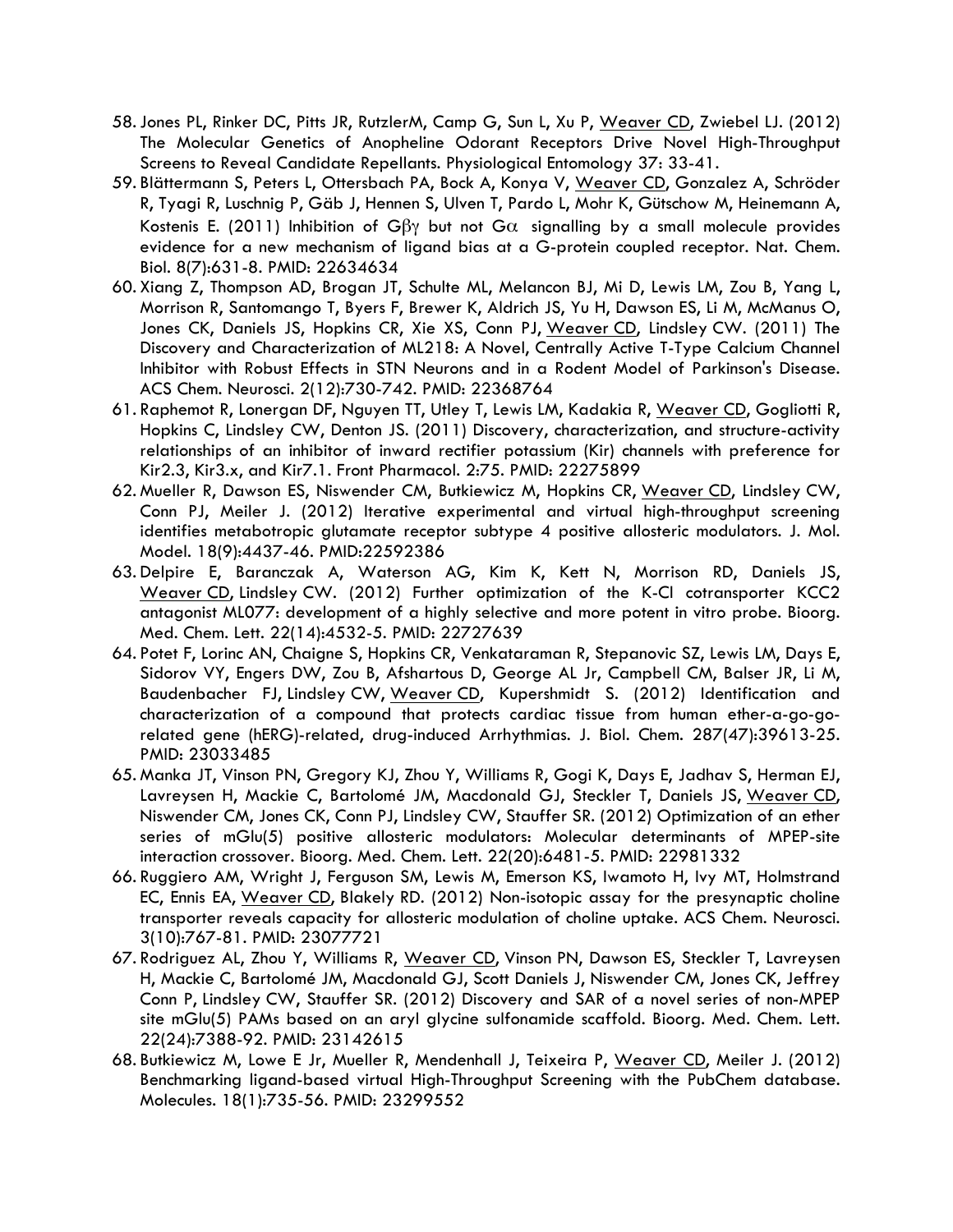58. Jones PL, Rinker DC, Pitts JR, RutzlerM, Camp G, Sun L, Xu P, Weaver CD, Zwiebel LJ. (2012) The Molecular Genetics of Anopheline Odorant Receptors Drive Novel High-Throughput Screens to Reveal Candidate Repellants. Physiological Entomology 37: 33-41.
59. Blättermann S, Peters L, Ottersbach PA, Bock A, Konya V, Weaver CD, Gonzalez A, Schröder R, Tyagi R, Luschnig P, Gäb J, Hennen S, Ulven T, Pardo L, Mohr K, Gütschow M, Heinemann A, Kostenis E. (2011) Inhibition of $G\beta\gamma$ but not $G\alpha$ signalling by a small molecule provides evidence for a new mechanism of ligand bias at a G-protein coupled receptor. Nat. Chem. Biol. 8(7):631-8. PMID: 22634634
60. Xiang Z, Thompson AD, Brogan JT, Schulte ML, Melancon BJ, Mi D, Lewis LM, Zou B, Yang L, Morrison R, Santomango T, Byers F, Brewer K, Aldrich JS, Yu H, Dawson ES, Li M, McManus O, Jones CK, Daniels JS, Hopkins CR, Xie XS, Conn PJ, Weaver CD, Lindsley CW. (2011) The Discovery and Characterization of ML218: A Novel, Centrally Active T-Type Calcium Channel Inhibitor with Robust Effects in STN Neurons and in a Rodent Model of Parkinson's Disease. ACS Chem. Neurosci. 2(12):730-742. PMID: 22368764
61. Raphemot R, Lonergan DF, Nguyen TT, Utley T, Lewis LM, Kadakia R, Weaver CD, Gogliotti R, Hopkins C, Lindsley CW, Denton JS. (2011) Discovery, characterization, and structure-activity relationships of an inhibitor of inward rectifier potassium (Kir) channels with preference for Kir2.3, Kir3.x, and Kir7.1. Front Pharmacol. 2:75. PMID: 22275899
62. Mueller R, Dawson ES, Niswender CM, Butkiewicz M, Hopkins CR, Weaver CD, Lindsley CW, Conn PJ, Meiler J. (2012) Iterative experimental and virtual high-throughput screening identifies metabotropic glutamate receptor subtype 4 positive allosteric modulators. J. Mol. Model. 18(9):4437-46. PMID:22592386
63. Delpire E, Baranczak A, Waterson AG, Kim K, Kett N, Morrison RD, Daniels JS, Weaver CD, Lindsley CW. (2012) Further optimization of the K-Cl cotransporter KCC2 antagonist ML077: development of a highly selective and more potent in vitro probe. Bioorg. Med. Chem. Lett. 22(14):4532-5. PMID: 22727639
64. Potet F, Lorinc AN, Chaigne S, Hopkins CR, Venkataraman R, Stepanovic SZ, Lewis LM, Days E, Sidorov VY, Engers DW, Zou B, Afshartous D, George AL Jr, Campbell CM, Balser JR, Li M, Baudenbacher FJ, Lindsley CW, Weaver CD, Kupershmidt S. (2012) Identification and characterization of a compound that protects cardiac tissue from human ether-a-go-go-related gene (hERG)-related, drug-induced Arrhythmias. J. Biol. Chem. 287(47):39613-25. PMID: 23033485
65. Manka JT, Vinson PN, Gregory KJ, Zhou Y, Williams R, Gogi K, Days E, Jadhav S, Herman EJ, Lavreysen H, Mackie C, Bartolomé JM, Macdonald GJ, Steckler T, Daniels JS, Weaver CD, Niswender CM, Jones CK, Conn PJ, Lindsley CW, Stauffer SR. (2012) Optimization of an ether series of mGlu(5) positive allosteric modulators: Molecular determinants of MPEP-site interaction crossover. Bioorg. Med. Chem. Lett. 22(20):6481-5. PMID: 22981332
66. Ruggiero AM, Wright J, Ferguson SM, Lewis M, Emerson KS, Iwamoto H, Ivy MT, Holmstrand EC, Ennis EA, Weaver CD, Blakely RD. (2012) Non-isotopic assay for the presynaptic choline transporter reveals capacity for allosteric modulation of choline uptake. ACS Chem. Neurosci. 3(10):767-81. PMID: 23077721
67. Rodriguez AL, Zhou Y, Williams R, Weaver CD, Vinson PN, Dawson ES, Steckler T, Lavreysen H, Mackie C, Bartolomé JM, Macdonald GJ, Scott Daniels J, Niswender CM, Jones CK, Jeffrey Conn P, Lindsley CW, Stauffer SR. (2012) Discovery and SAR of a novel series of non-MPEP site mGlu(5) PAMs based on an aryl glycine sulfonamide scaffold. Bioorg. Med. Chem. Lett. 22(24):7388-92. PMID: 23142615
68. Butkiewicz M, Lowe E Jr, Mueller R, Mendenhall J, Teixeira P, Weaver CD, Meiler J. (2012) Benchmarking ligand-based virtual High-Throughput Screening with the PubChem database. Molecules. 18(1):735-56. PMID: 23299552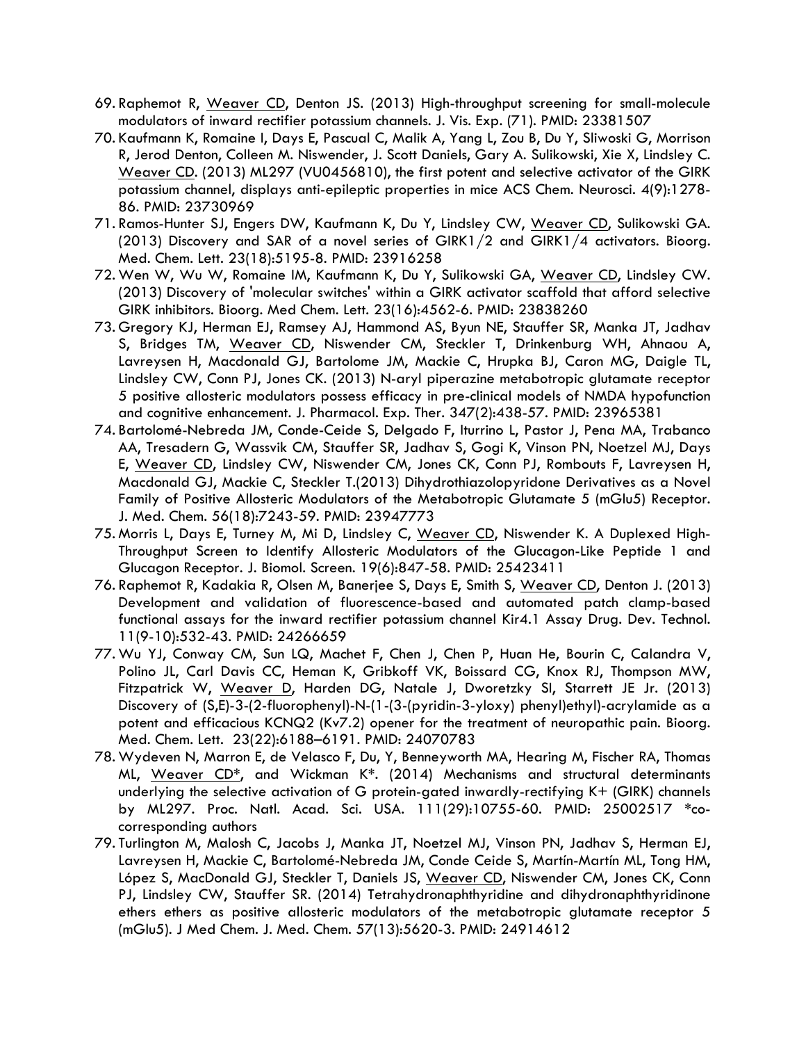69. Raphemot R, <u>Weaver CD</u>, Denton JS. (2013) High-throughput screening for small-molecule modulators of inward rectifier potassium channels. J. Vis. Exp. (71). PMID: 23381507
70. Kaufmann K, Romaine I, Days E, Pascual C, Malik A, Yang L, Zou B, Du Y, Sliwoski G, Morrison R, Jerod Denton, Colleen M. Niswender, J. Scott Daniels, Gary A. Sulikowski, Xie X, Lindsley C. <u>Weaver CD</u>. (2013) ML297 (VU0456810), the first potent and selective activator of the GIRK potassium channel, displays anti-epileptic properties in mice ACS Chem. Neurosci. 4(9):1278-86. PMID: 23730969
71. Ramos-Hunter SJ, Engers DW, Kaufmann K, Du Y, Lindsley CW, <u>Weaver CD</u>, Sulikowski GA. (2013) Discovery and SAR of a novel series of GIRK1/2 and GIRK1/4 activators. Bioorg. Med. Chem. Lett. 23(18):5195-8. PMID: 23916258
72. Wen W, Wu W, Romaine IM, Kaufmann K, Du Y, Sulikowski GA, <u>Weaver CD</u>, Lindsley CW. (2013) Discovery of 'molecular switches' within a GIRK activator scaffold that afford selective GIRK inhibitors. Bioorg. Med Chem. Lett. 23(16):4562-6. PMID: 23838260
73. Gregory KJ, Herman EJ, Ramsey AJ, Hammond AS, Byun NE, Stauffer SR, Manka JT, Jadhav S, Bridges TM, <u>Weaver CD</u>, Niswender CM, Steckler T, Drinkenburg WH, Ahnaou A, Lavreysen H, Macdonald GJ, Bartolome JM, Mackie C, Hrupka BJ, Caron MG, Daigle TL, Lindsley CW, Conn PJ, Jones CK. (2013) N-aryl piperazine metabotropic glutamate receptor 5 positive allosteric modulators possess efficacy in pre-clinical models of NMDA hypofunction and cognitive enhancement. J. Pharmacol. Exp. Ther. 347(2):438-57. PMID: 23965381
74. Bartolomé-Nebreda JM, Conde-Ceide S, Delgado F, Iturrino L, Pastor J, Pena MA, Trabanco AA, Tresadern G, Wassvik CM, Stauffer SR, Jadhav S, Gogi K, Vinson PN, Noetzel MJ, Days E, <u>Weaver CD</u>, Lindsley CW, Niswender CM, Jones CK, Conn PJ, Rombouts F, Lavreysen H, Macdonald GJ, Mackie C, Steckler T.(2013) Dihydrothiazolopyridone Derivatives as a Novel Family of Positive Allosteric Modulators of the Metabotropic Glutamate 5 (mGlu5) Receptor. J. Med. Chem. 56(18):7243-59. PMID: 23947773
75. Morris L, Days E, Turney M, Mi D, Lindsley C, <u>Weaver CD</u>, Niswender K. A Duplexed High-Throughput Screen to Identify Allosteric Modulators of the Glucagon-Like Peptide 1 and Glucagon Receptor. J. Biomol. Screen. 19(6):847-58. PMID: 25423411
76. Raphemot R, Kadakia R, Olsen M, Banerjee S, Days E, Smith S, <u>Weaver CD</u>, Denton J. (2013) Development and validation of fluorescence-based and automated patch clamp-based functional assays for the inward rectifier potassium channel Kir4.1 Assay Drug. Dev. Technol. 11(9-10):532-43. PMID: 24266659
77. Wu YJ, Conway CM, Sun LQ, Machet F, Chen J, Chen P, Huan He, Bourin C, Calandra V, Polino JL, Carl Davis CC, Heman K, Gribkoff VK, Boissard CG, Knox RJ, Thompson MW, Fitzpatrick W, <u>Weaver D</u>, Harden DG, Natale J, Dworetzky SI, Starrett JE Jr. (2013) Discovery of (S,E)-3-(2-fluorophenyl)-N-(1-(3-(pyridin-3-yloxy) phenyl)ethyl)-acrylamide as a potent and efficacious KCNQ2 (Kv7.2) opener for the treatment of neuropathic pain. Bioorg. Med. Chem. Lett. 23(22):6188–6191. PMID: 24070783
78. Wydeven N, Marron E, de Velasco F, Du, Y, Benneyworth MA, Hearing M, Fischer RA, Thomas ML, <u>Weaver CD*</u>, and Wickman K*. (2014) Mechanisms and structural determinants underlying the selective activation of G protein-gated inwardly-rectifying K+ (GIRK) channels by ML297. Proc. Natl. Acad. Sci. USA. 111(29):10755-60. PMID: 25002517 *co-corresponding authors
79. Turlington M, Malosh C, Jacobs J, Manka JT, Noetzel MJ, Vinson PN, Jadhav S, Herman EJ, Lavreysen H, Mackie C, Bartolomé-Nebreda JM, Conde Ceide S, Martín-Martín ML, Tong HM, López S, MacDonald GJ, Steckler T, Daniels JS, <u>Weaver CD</u>, Niswender CM, Jones CK, Conn PJ, Lindsley CW, Stauffer SR. (2014) Tetrahydronaphthyridine and dihydronaphthyridinone ethers ethers as positive allosteric modulators of the metabotropic glutamate receptor 5 (mGlu5). J Med Chem. J. Med. Chem. 57(13):5620-3. PMID: 24914612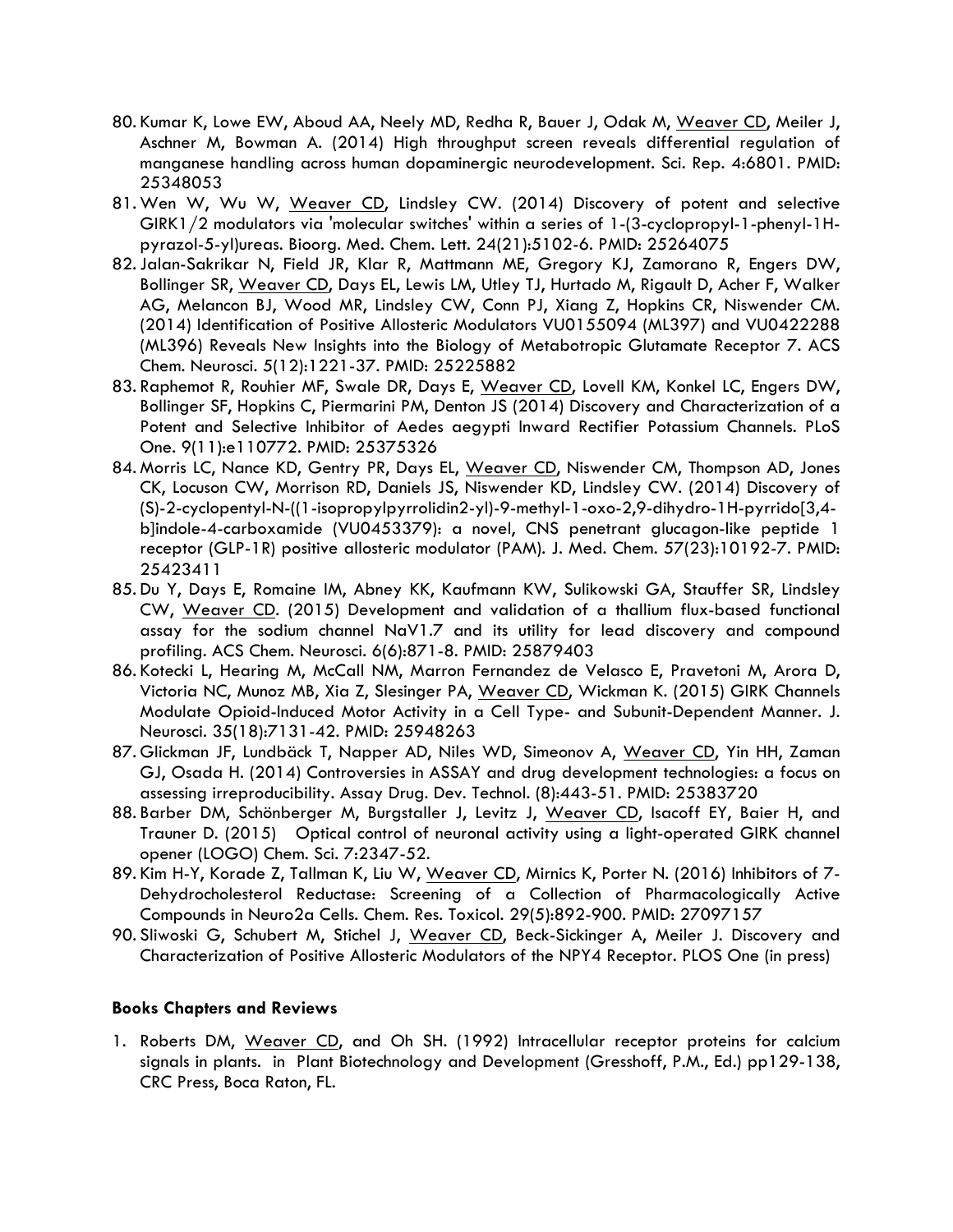80. Kumar K, Lowe EW, Aboud AA, Neely MD, Redha R, Bauer J, Odak M, Weaver CD, Meiler J, Aschner M, Bowman A. (2014) High throughput screen reveals differential regulation of manganese handling across human dopaminergic neurodevelopment. Sci. Rep. 4:6801. PMID: 25348053
81. Wen W, Wu W, Weaver CD, Lindsley CW. (2014) Discovery of potent and selective GIRK1/2 modulators via 'molecular switches' within a series of 1-(3-cyclopropyl-1-phenyl-1H-pyrazol-5-yl)ureas. Bioorg. Med. Chem. Lett. 24(21):5102-6. PMID: 25264075
82. Jalan-Sakrikar N, Field JR, Klar R, Mattmann ME, Gregory KJ, Zamorano R, Engers DW, Bollinger SR, Weaver CD, Days EL, Lewis LM, Utley TJ, Hurtado M, Rigault D, Acher F, Walker AG, Melancon BJ, Wood MR, Lindsley CW, Conn PJ, Xiang Z, Hopkins CR, Niswender CM. (2014) Identification of Positive Allosteric Modulators VU0155094 (ML397) and VU0422288 (ML396) Reveals New Insights into the Biology of Metabotropic Glutamate Receptor 7. ACS Chem. Neurosci. 5(12):1221-37. PMID: 25225882
83. Raphemot R, Rouhier MF, Swale DR, Days E, Weaver CD, Lovell KM, Konkel LC, Engers DW, Bollinger SF, Hopkins C, Piermarini PM, Denton JS (2014) Discovery and Characterization of a Potent and Selective Inhibitor of Aedes aegypti Inward Rectifier Potassium Channels. PLoS One. 9(11):e110772. PMID: 25375326
84. Morris LC, Nance KD, Gentry PR, Days EL, Weaver CD, Niswender CM, Thompson AD, Jones CK, Locuson CW, Morrison RD, Daniels JS, Niswender KD, Lindsley CW. (2014) Discovery of (S)-2-cyclopentyl-N-((1-isopropylpyrrolidin2-yl)-9-methyl-1-oxo-2,9-dihydro-1H-pyrrido[3,4-b]indole-4-carboxamide (VU0453379): a novel, CNS penetrant glucagon-like peptide 1 receptor (GLP-1R) positive allosteric modulator (PAM). J. Med. Chem. 57(23):10192-7. PMID: 25423411
85. Du Y, Days E, Romaine IM, Abney KK, Kaufmann KW, Sulikowski GA, Stauffer SR, Lindsley CW, Weaver CD. (2015) Development and validation of a thallium flux-based functional assay for the sodium channel NaV1.7 and its utility for lead discovery and compound profiling. ACS Chem. Neurosci. 6(6):871-8. PMID: 25879403
86. Kotecki L, Hearing M, McCall NM, Marron Fernandez de Velasco E, Pravetoni M, Arora D, Victoria NC, Munoz MB, Xia Z, Slesinger PA, Weaver CD, Wickman K. (2015) GIRK Channels Modulate Opioid-Induced Motor Activity in a Cell Type- and Subunit-Dependent Manner. J. Neurosci. 35(18):7131-42. PMID: 25948263
87. Glickman JF, Lundbäck T, Napper AD, Niles WD, Simeonov A, Weaver CD, Yin HH, Zaman GJ, Osada H. (2014) Controversies in ASSAY and drug development technologies: a focus on assessing irreproducibility. Assay Drug. Dev. Technol. (8):443-51. PMID: 25383720
88. Barber DM, Schönberger M, Burgstaller J, Levitz J, Weaver CD, Isacoff EY, Baier H, and Trauner D. (2015) Optical control of neuronal activity using a light-operated GIRK channel opener (LOGO) Chem. Sci. 7:2347-52.
89. Kim H-Y, Korade Z, Tallman K, Liu W, Weaver CD, Mirnics K, Porter N. (2016) Inhibitors of 7-Dehydrocholesterol Reductase: Screening of a Collection of Pharmacologically Active Compounds in Neuro2a Cells. Chem. Res. Toxicol. 29(5):892-900. PMID: 27097157
90. Sliwoski G, Schubert M, Stichel J, Weaver CD, Beck-Sickinger A, Meiler J. Discovery and Characterization of Positive Allosteric Modulators of the NPY4 Receptor. PLOS One (in press)

**Books Chapters and Reviews**

1. Roberts DM, Weaver CD, and Oh SH. (1992) Intracellular receptor proteins for calcium signals in plants. in Plant Biotechnology and Development (Gresshoff, P.M., Ed.) pp129-138, CRC Press, Boca Raton, FL.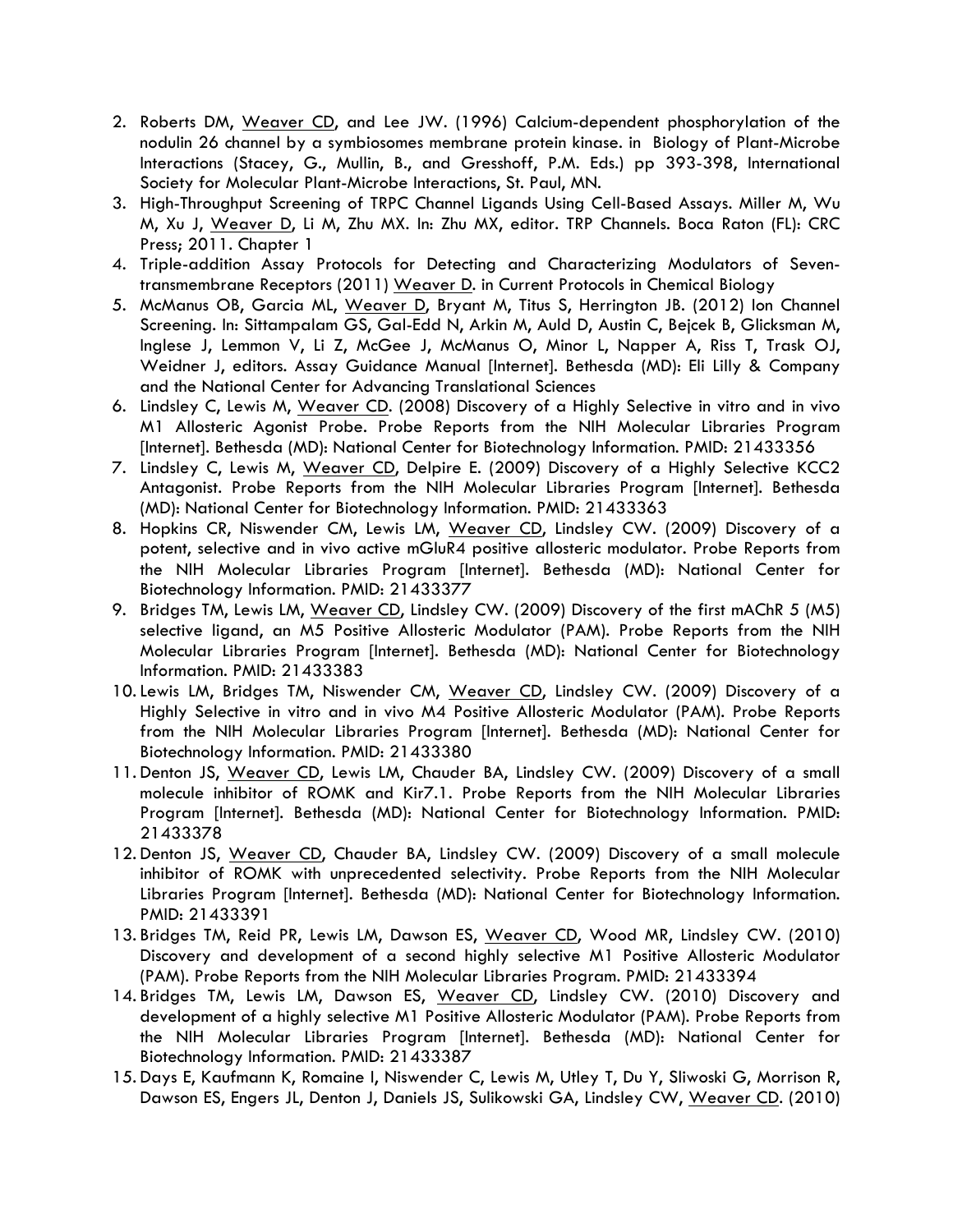2. Roberts DM, Weaver CD, and Lee JW. (1996) Calcium-dependent phosphorylation of the nodulin 26 channel by a symbiosomes membrane protein kinase. in Biology of Plant-Microbe Interactions (Stacey, G., Mullin, B., and Gresshoff, P.M. Eds.) pp 393-398, International Society for Molecular Plant-Microbe Interactions, St. Paul, MN.
3. High-Throughput Screening of TRPC Channel Ligands Using Cell-Based Assays. Miller M, Wu M, Xu J, Weaver D, Li M, Zhu MX. In: Zhu MX, editor. TRP Channels. Boca Raton (FL): CRC Press; 2011. Chapter 1
4. Triple-addition Assay Protocols for Detecting and Characterizing Modulators of Seven-transmembrane Receptors (2011) Weaver D. in Current Protocols in Chemical Biology
5. McManus OB, Garcia ML, Weaver D, Bryant M, Titus S, Herrington JB. (2012) Ion Channel Screening. In: Sittampalam GS, Gal-Edd N, Arkin M, Auld D, Austin C, Bejcek B, Glicksman M, Inglese J, Lemmon V, Li Z, McGee J, McManus O, Minor L, Napper A, Riss T, Trask OJ, Weidner J, editors. Assay Guidance Manual [Internet]. Bethesda (MD): Eli Lilly & Company and the National Center for Advancing Translational Sciences
6. Lindsley C, Lewis M, Weaver CD. (2008) Discovery of a Highly Selective in vitro and in vivo M1 Allosteric Agonist Probe. Probe Reports from the NIH Molecular Libraries Program [Internet]. Bethesda (MD): National Center for Biotechnology Information. PMID: 21433356
7. Lindsley C, Lewis M, Weaver CD, Delpire E. (2009) Discovery of a Highly Selective KCC2 Antagonist. Probe Reports from the NIH Molecular Libraries Program [Internet]. Bethesda (MD): National Center for Biotechnology Information. PMID: 21433363
8. Hopkins CR, Niswender CM, Lewis LM, Weaver CD, Lindsley CW. (2009) Discovery of a potent, selective and in vivo active mGluR4 positive allosteric modulator. Probe Reports from the NIH Molecular Libraries Program [Internet]. Bethesda (MD): National Center for Biotechnology Information. PMID: 21433377
9. Bridges TM, Lewis LM, Weaver CD, Lindsley CW. (2009) Discovery of the first mAChR 5 (M5) selective ligand, an M5 Positive Allosteric Modulator (PAM). Probe Reports from the NIH Molecular Libraries Program [Internet]. Bethesda (MD): National Center for Biotechnology Information. PMID: 21433383
10. Lewis LM, Bridges TM, Niswender CM, Weaver CD, Lindsley CW. (2009) Discovery of a Highly Selective in vitro and in vivo M4 Positive Allosteric Modulator (PAM). Probe Reports from the NIH Molecular Libraries Program [Internet]. Bethesda (MD): National Center for Biotechnology Information. PMID: 21433380
11. Denton JS, Weaver CD, Lewis LM, Chauder BA, Lindsley CW. (2009) Discovery of a small molecule inhibitor of ROMK and Kir7.1. Probe Reports from the NIH Molecular Libraries Program [Internet]. Bethesda (MD): National Center for Biotechnology Information. PMID: 21433378
12. Denton JS, Weaver CD, Chauder BA, Lindsley CW. (2009) Discovery of a small molecule inhibitor of ROMK with unprecedented selectivity. Probe Reports from the NIH Molecular Libraries Program [Internet]. Bethesda (MD): National Center for Biotechnology Information. PMID: 21433391
13. Bridges TM, Reid PR, Lewis LM, Dawson ES, Weaver CD, Wood MR, Lindsley CW. (2010) Discovery and development of a second highly selective M1 Positive Allosteric Modulator (PAM). Probe Reports from the NIH Molecular Libraries Program. PMID: 21433394
14. Bridges TM, Lewis LM, Dawson ES, Weaver CD, Lindsley CW. (2010) Discovery and development of a highly selective M1 Positive Allosteric Modulator (PAM). Probe Reports from the NIH Molecular Libraries Program [Internet]. Bethesda (MD): National Center for Biotechnology Information. PMID: 21433387
15. Days E, Kaufmann K, Romaine I, Niswender C, Lewis M, Utley T, Du Y, Sliwoski G, Morrison R, Dawson ES, Engers JL, Denton J, Daniels JS, Sulikowski GA, Lindsley CW, Weaver CD. (2010)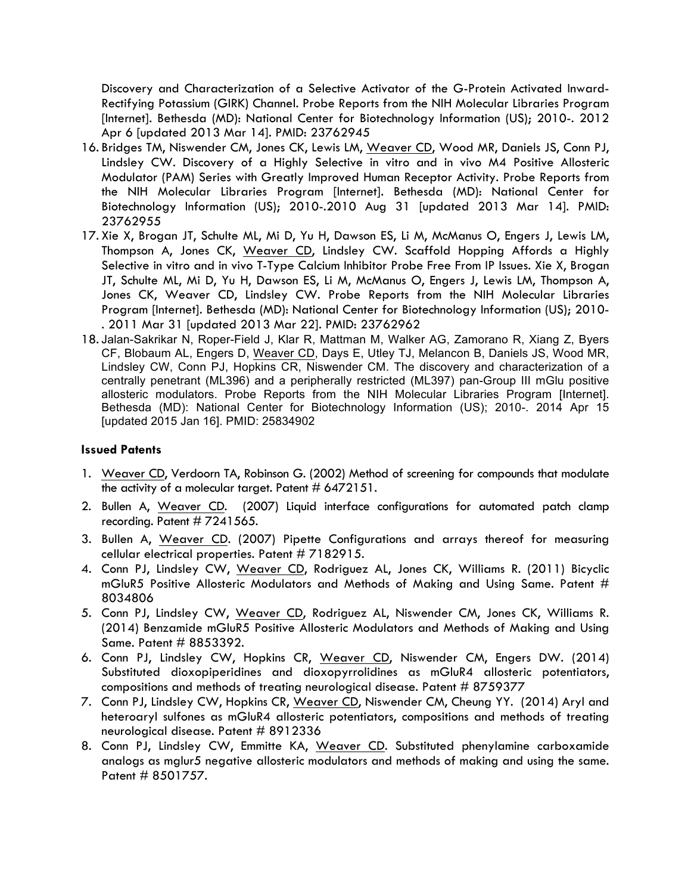Discovery and Characterization of a Selective Activator of the G-Protein Activated Inward-Rectifying Potassium (GIRK) Channel. Probe Reports from the NIH Molecular Libraries Program [Internet]. Bethesda (MD): National Center for Biotechnology Information (US); 2010-. 2012 Apr 6 [updated 2013 Mar 14]. PMID: 23762945

16. Bridges TM, Niswender CM, Jones CK, Lewis LM, Weaver CD, Wood MR, Daniels JS, Conn PJ, Lindsley CW. Discovery of a Highly Selective in vitro and in vivo M4 Positive Allosteric Modulator (PAM) Series with Greatly Improved Human Receptor Activity. Probe Reports from the NIH Molecular Libraries Program [Internet]. Bethesda (MD): National Center for Biotechnology Information (US); 2010-.2010 Aug 31 [updated 2013 Mar 14]. PMID: 23762955
17. Xie X, Brogan JT, Schulte ML, Mi D, Yu H, Dawson ES, Li M, McManus O, Engers J, Lewis LM, Thompson A, Jones CK, Weaver CD, Lindsley CW. Scaffold Hopping Affords a Highly Selective in vitro and in vivo T-Type Calcium Inhibitor Probe Free From IP Issues. Xie X, Brogan JT, Schulte ML, Mi D, Yu H, Dawson ES, Li M, McManus O, Engers J, Lewis LM, Thompson A, Jones CK, Weaver CD, Lindsley CW. Probe Reports from the NIH Molecular Libraries Program [Internet]. Bethesda (MD): National Center for Biotechnology Information (US); 2010-. 2011 Mar 31 [updated 2013 Mar 22]. PMID: 23762962
18. Jalan-Sakrikar N, Roper-Field J, Klar R, Mattman M, Walker AG, Zamorano R, Xiang Z, Byers CF, Blobaum AL, Engers D, Weaver CD, Days E, Utley TJ, Melancon B, Daniels JS, Wood MR, Lindsley CW, Conn PJ, Hopkins CR, Niswender CM. The discovery and characterization of a centrally penetrant (ML396) and a peripherally restricted (ML397) pan-Group III mGlu positive allosteric modulators. Probe Reports from the NIH Molecular Libraries Program [Internet]. Bethesda (MD): National Center for Biotechnology Information (US); 2010-. 2014 Apr 15 [updated 2015 Jan 16]. PMID: 25834902

**Issued Patents**

1. Weaver CD, Verdoorn TA, Robinson G. (2002) Method of screening for compounds that modulate the activity of a molecular target. Patent # 6472151.
2. Bullen A, Weaver CD. (2007) Liquid interface configurations for automated patch clamp recording. Patent # 7241565.
3. Bullen A, Weaver CD. (2007) Pipette Configurations and arrays thereof for measuring cellular electrical properties. Patent # 7182915.
4. Conn PJ, Lindsley CW, Weaver CD, Rodriguez AL, Jones CK, Williams R. (2011) Bicyclic mGluR5 Positive Allosteric Modulators and Methods of Making and Using Same. Patent # 8034806
5. Conn PJ, Lindsley CW, Weaver CD, Rodriguez AL, Niswender CM, Jones CK, Williams R. (2014) Benzamide mGluR5 Positive Allosteric Modulators and Methods of Making and Using Same. Patent # 8853392.
6. Conn PJ, Lindsley CW, Hopkins CR, Weaver CD, Niswender CM, Engers DW. (2014) Substituted dioxopiperidines and dioxopyrrolidines as mGluR4 allosteric potentiators, compositions and methods of treating neurological disease. Patent # 8759377
7. Conn PJ, Lindsley CW, Hopkins CR, Weaver CD, Niswender CM, Cheung YY. (2014) Aryl and heteroaryl sulfones as mGluR4 allosteric potentiators, compositions and methods of treating neurological disease. Patent # 8912336
8. Conn PJ, Lindsley CW, Emmitte KA, Weaver CD. Substituted phenylamine carboxamide analogs as mglur5 negative allosteric modulators and methods of making and using the same. Patent # 8501757.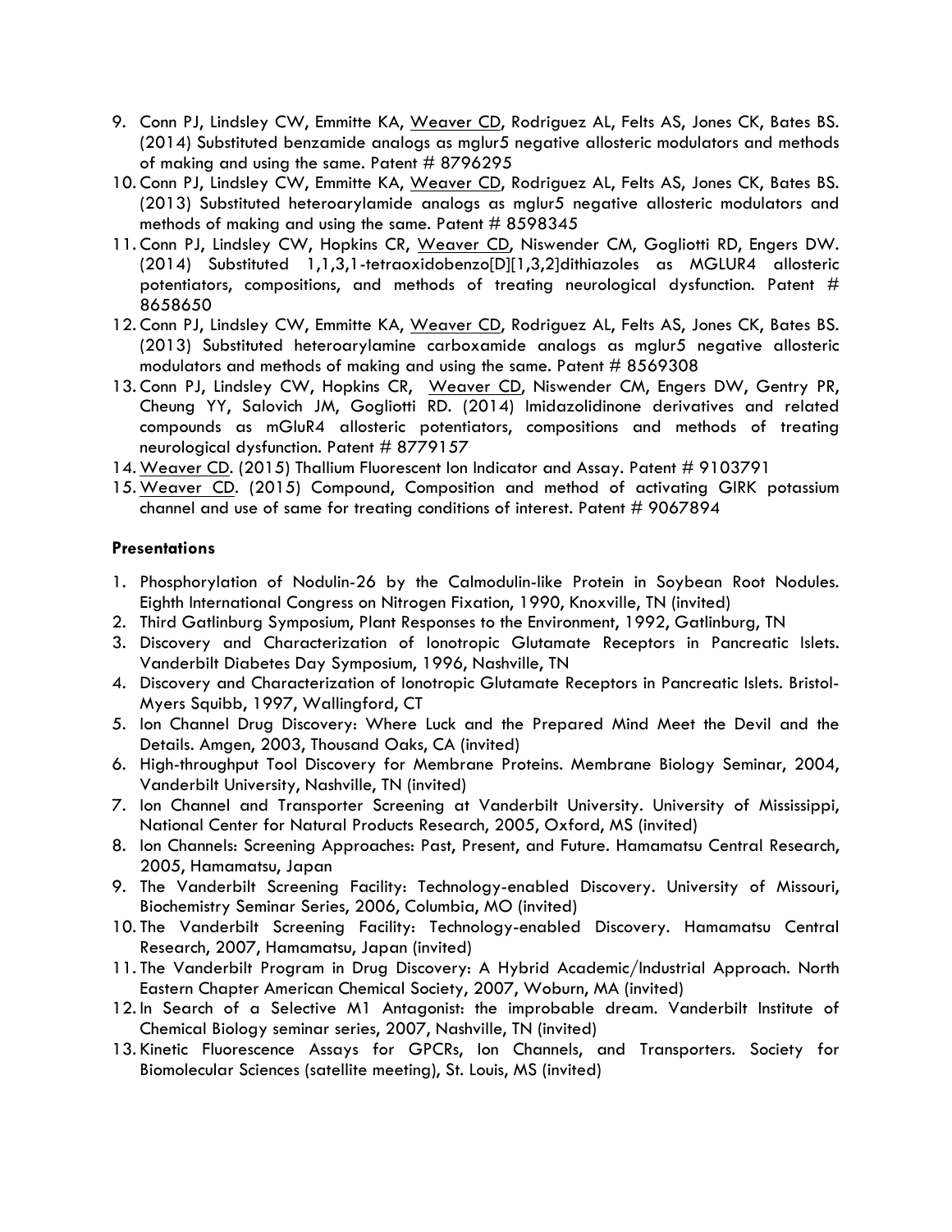9. Conn PJ, Lindsley CW, Emmitte KA, Weaver CD, Rodriguez AL, Felts AS, Jones CK, Bates BS. (2014) Substituted benzamide analogs as mglur5 negative allosteric modulators and methods of making and using the same. Patent # 8796295
10. Conn PJ, Lindsley CW, Emmitte KA, Weaver CD, Rodriguez AL, Felts AS, Jones CK, Bates BS. (2013) Substituted heteroarylamide analogs as mglur5 negative allosteric modulators and methods of making and using the same. Patent # 8598345
11. Conn PJ, Lindsley CW, Hopkins CR, Weaver CD, Niswender CM, Gogliotti RD, Engers DW. (2014) Substituted 1,1,3,1-tetraoxidobenzo[D][1,3,2]dithiazoles as MGLUR4 allosteric potentiators, compositions, and methods of treating neurological dysfunction. Patent # 8658650
12. Conn PJ, Lindsley CW, Emmitte KA, Weaver CD, Rodriguez AL, Felts AS, Jones CK, Bates BS. (2013) Substituted heteroarylamine carboxamide analogs as mglur5 negative allosteric modulators and methods of making and using the same. Patent # 8569308
13. Conn PJ, Lindsley CW, Hopkins CR, Weaver CD, Niswender CM, Engers DW, Gentry PR, Cheung YY, Salovich JM, Gogliotti RD. (2014) Imidazolidinone derivatives and related compounds as mGluR4 allosteric potentiators, compositions and methods of treating neurological dysfunction. Patent # 8779157
14. Weaver CD. (2015) Thallium Fluorescent Ion Indicator and Assay. Patent # 9103791
15. Weaver CD. (2015) Compound, Composition and method of activating GIRK potassium channel and use of same for treating conditions of interest. Patent # 9067894

**Presentations**

1. Phosphorylation of Nodulin-26 by the Calmodulin-like Protein in Soybean Root Nodules. Eighth International Congress on Nitrogen Fixation, 1990, Knoxville, TN (invited)
2. Third Gatlinburg Symposium, Plant Responses to the Environment, 1992, Gatlinburg, TN
3. Discovery and Characterization of Ionotropic Glutamate Receptors in Pancreatic Islets. Vanderbilt Diabetes Day Symposium, 1996, Nashville, TN
4. Discovery and Characterization of Ionotropic Glutamate Receptors in Pancreatic Islets. Bristol-Myers Squibb, 1997, Wallingford, CT
5. Ion Channel Drug Discovery: Where Luck and the Prepared Mind Meet the Devil and the Details. Amgen, 2003, Thousand Oaks, CA (invited)
6. High-throughput Tool Discovery for Membrane Proteins. Membrane Biology Seminar, 2004, Vanderbilt University, Nashville, TN (invited)
7. Ion Channel and Transporter Screening at Vanderbilt University. University of Mississippi, National Center for Natural Products Research, 2005, Oxford, MS (invited)
8. Ion Channels: Screening Approaches: Past, Present, and Future. Hamamatsu Central Research, 2005, Hamamatsu, Japan
9. The Vanderbilt Screening Facility: Technology-enabled Discovery. University of Missouri, Biochemistry Seminar Series, 2006, Columbia, MO (invited)
10. The Vanderbilt Screening Facility: Technology-enabled Discovery. Hamamatsu Central Research, 2007, Hamamatsu, Japan (invited)
11. The Vanderbilt Program in Drug Discovery: A Hybrid Academic/Industrial Approach. North Eastern Chapter American Chemical Society, 2007, Woburn, MA (invited)
12. In Search of a Selective M1 Antagonist: the improbable dream. Vanderbilt Institute of Chemical Biology seminar series, 2007, Nashville, TN (invited)
13. Kinetic Fluorescence Assays for GPCRs, Ion Channels, and Transporters. Society for Biomolecular Sciences (satellite meeting), St. Louis, MS (invited)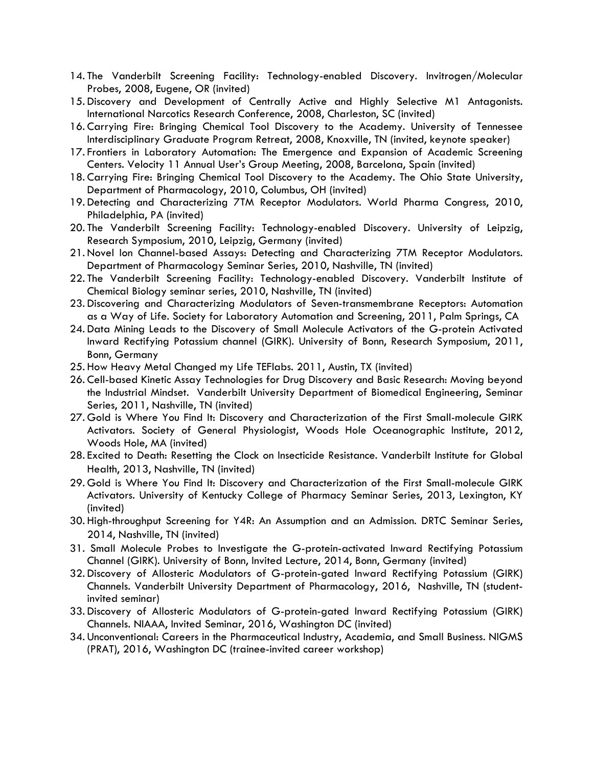14. The Vanderbilt Screening Facility: Technology-enabled Discovery. Invitrogen/Molecular Probes, 2008, Eugene, OR (invited)
15. Discovery and Development of Centrally Active and Highly Selective M1 Antagonists. International Narcotics Research Conference, 2008, Charleston, SC (invited)
16. Carrying Fire: Bringing Chemical Tool Discovery to the Academy. University of Tennessee Interdisciplinary Graduate Program Retreat, 2008, Knoxville, TN (invited, keynote speaker)
17. Frontiers in Laboratory Automation: The Emergence and Expansion of Academic Screening Centers. Velocity 11 Annual User's Group Meeting, 2008, Barcelona, Spain (invited)
18. Carrying Fire: Bringing Chemical Tool Discovery to the Academy. The Ohio State University, Department of Pharmacology, 2010, Columbus, OH (invited)
19. Detecting and Characterizing 7TM Receptor Modulators. World Pharma Congress, 2010, Philadelphia, PA (invited)
20. The Vanderbilt Screening Facility: Technology-enabled Discovery. University of Leipzig, Research Symposium, 2010, Leipzig, Germany (invited)
21. Novel Ion Channel-based Assays: Detecting and Characterizing 7TM Receptor Modulators. Department of Pharmacology Seminar Series, 2010, Nashville, TN (invited)
22. The Vanderbilt Screening Facility: Technology-enabled Discovery. Vanderbilt Institute of Chemical Biology seminar series, 2010, Nashville, TN (invited)
23. Discovering and Characterizing Modulators of Seven-transmembrane Receptors: Automation as a Way of Life. Society for Laboratory Automation and Screening, 2011, Palm Springs, CA
24. Data Mining Leads to the Discovery of Small Molecule Activators of the G-protein Activated Inward Rectifying Potassium channel (GIRK). University of Bonn, Research Symposium, 2011, Bonn, Germany
25. How Heavy Metal Changed my Life TEFlabs. 2011, Austin, TX (invited)
26. Cell-based Kinetic Assay Technologies for Drug Discovery and Basic Research: Moving beyond the Industrial Mindset. Vanderbilt University Department of Biomedical Engineering, Seminar Series, 2011, Nashville, TN (invited)
27. Gold is Where You Find It: Discovery and Characterization of the First Small-molecule GIRK Activators. Society of General Physiologist, Woods Hole Oceanographic Institute, 2012, Woods Hole, MA (invited)
28. Excited to Death: Resetting the Clock on Insecticide Resistance. Vanderbilt Institute for Global Health, 2013, Nashville, TN (invited)
29. Gold is Where You Find It: Discovery and Characterization of the First Small-molecule GIRK Activators. University of Kentucky College of Pharmacy Seminar Series, 2013, Lexington, KY (invited)
30. High-throughput Screening for Y4R: An Assumption and an Admission. DRTC Seminar Series, 2014, Nashville, TN (invited)
31. Small Molecule Probes to Investigate the G-protein-activated Inward Rectifying Potassium Channel (GIRK). University of Bonn, Invited Lecture, 2014, Bonn, Germany (invited)
32. Discovery of Allosteric Modulators of G-protein-gated Inward Rectifying Potassium (GIRK) Channels. Vanderbilt University Department of Pharmacology, 2016, Nashville, TN (student-invited seminar)
33. Discovery of Allosteric Modulators of G-protein-gated Inward Rectifying Potassium (GIRK) Channels. NIAAA, Invited Seminar, 2016, Washington DC (invited)
34. Unconventional: Careers in the Pharmaceutical Industry, Academia, and Small Business. NIGMS (PRAT), 2016, Washington DC (trainee-invited career workshop)